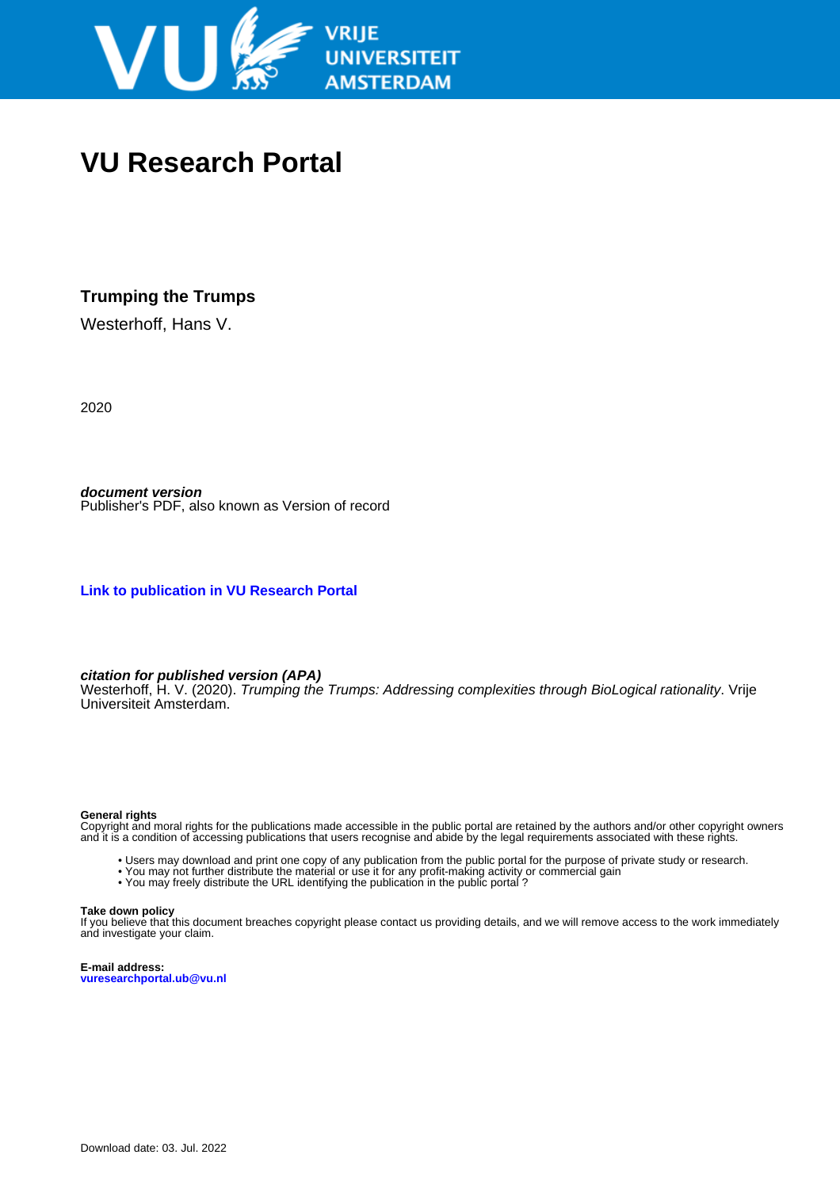# VU Research Portal

**Trumping the Trumps**

Westerhoff, Hans V.

2020

***document version***
Publisher's PDF, also known as Version of record

**Link to publication in VU Research Portal**

***citation for published version (APA)***
Westerhoff, H. V. (2020). *Trumping the Trumps: Addressing complexities through BioLogical rationality*. Vrije Universiteit Amsterdam.

**General rights**
Copyright and moral rights for the publications made accessible in the public portal are retained by the authors and/or other copyright owners and it is a condition of accessing publications that users recognise and abide by the legal requirements associated with these rights.

- Users may download and print one copy of any publication from the public portal for the purpose of private study or research.
- You may not further distribute the material or use it for any profit-making activity or commercial gain
- You may freely distribute the URL identifying the publication in the public portal ?

**Take down policy**
If you believe that this document breaches copyright please contact us providing details, and we will remove access to the work immediately and investigate your claim.

**E-mail address:**
**vuresearchportal.ub@vu.nl**

Download date: 03. Jul. 2022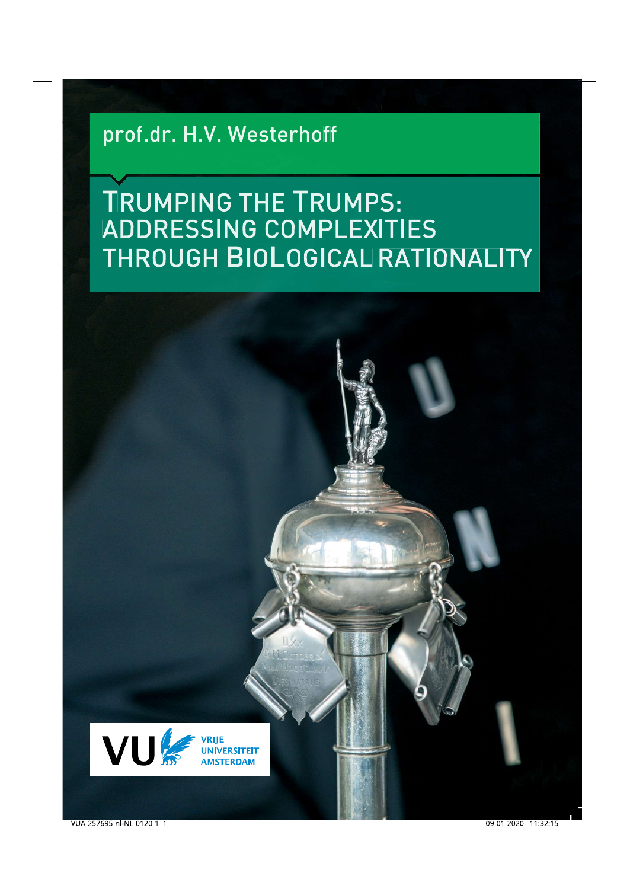prof.dr. H.V. Westerhoff

# TRUMPING THE TRUMPS: ADDRESSING COMPLEXITIES THROUGH BIOLOGICAL RATIONALITY

VRIJE UNIVERSITEIT AMSTERDAM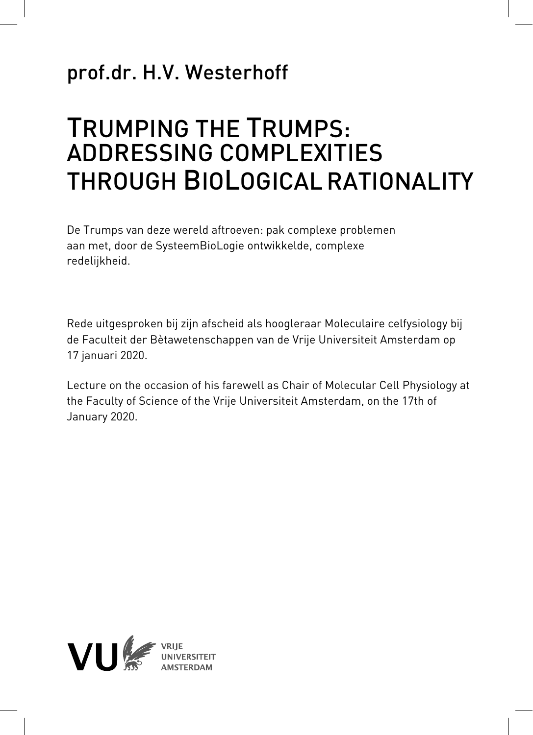prof.dr. H.V. Westerhoff

# TRUMPING THE TRUMPS: ADDRESSING COMPLEXITIES THROUGH BIOLOGICAL RATIONALITY

De Trumps van deze wereld aftroeven: pak complexe problemen aan met, door de SysteemBioLogie ontwikkelde, complexe redelijkheid.

Rede uitgesproken bij zijn afscheid als hoogleraar Moleculaire celfysiology bij de Faculteit der Bètawetenschappen van de Vrije Universiteit Amsterdam op 17 januari 2020.

Lecture on the occasion of his farewell as Chair of Molecular Cell Physiology at the Faculty of Science of the Vrije Universiteit Amsterdam, on the 17th of January 2020.

VU VRIJE UNIVERSITEIT AMSTERDAM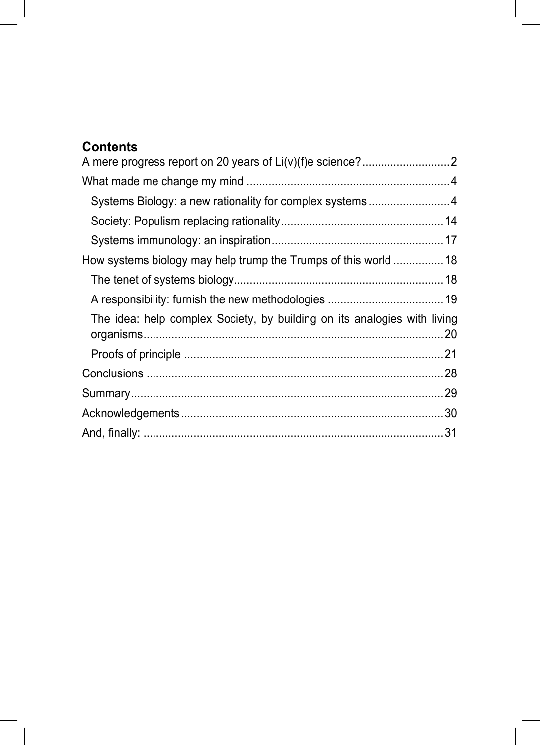## Contents

A mere progress report on 20 years of Li(v)(f)e science? ... 2

What made me change my mind ... 4

- Systems Biology: a new rationality for complex systems ... 4
- Society: Populism replacing rationality ... 14
- Systems immunology: an inspiration ... 17

How systems biology may help trump the Trumps of this world ... 18

- The tenet of systems biology ... 18
- A responsibility: furnish the new methodologies ... 19
- The idea: help complex Society, by building on its analogies with living organisms ... 20
- Proofs of principle ... 21

Conclusions ... 28

Summary ... 29

Acknowledgements ... 30

And, finally: ... 31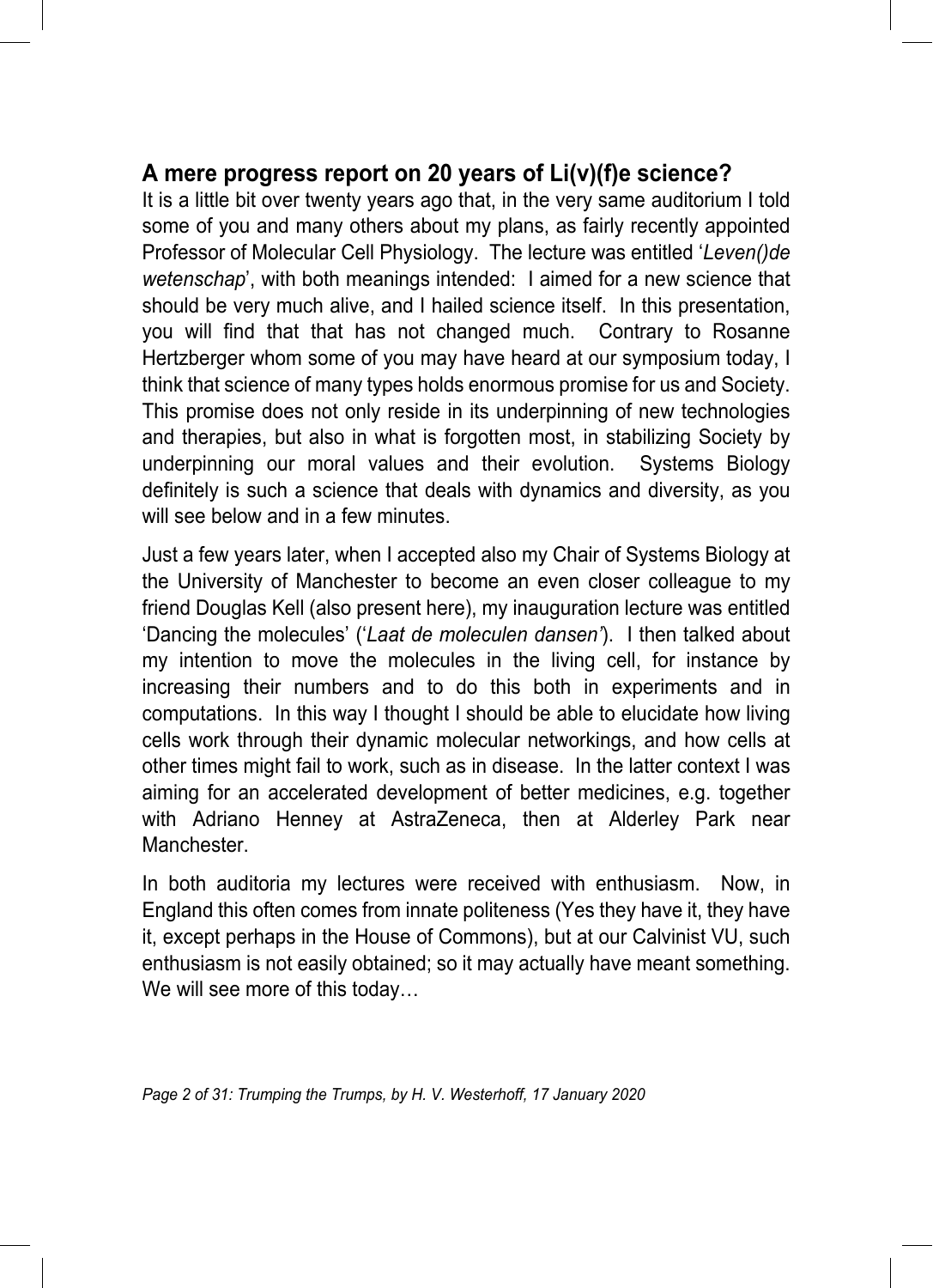## A mere progress report on 20 years of Li(v)(f)e science?

It is a little bit over twenty years ago that, in the very same auditorium I told some of you and many others about my plans, as fairly recently appointed Professor of Molecular Cell Physiology. The lecture was entitled '*Leven()de wetenschap*', with both meanings intended: I aimed for a new science that should be very much alive, and I hailed science itself. In this presentation, you will find that that has not changed much. Contrary to Rosanne Hertzberger whom some of you may have heard at our symposium today, I think that science of many types holds enormous promise for us and Society. This promise does not only reside in its underpinning of new technologies and therapies, but also in what is forgotten most, in stabilizing Society by underpinning our moral values and their evolution. Systems Biology definitely is such a science that deals with dynamics and diversity, as you will see below and in a few minutes.

Just a few years later, when I accepted also my Chair of Systems Biology at the University of Manchester to become an even closer colleague to my friend Douglas Kell (also present here), my inauguration lecture was entitled 'Dancing the molecules' ('*Laat de moleculen dansen'*). I then talked about my intention to move the molecules in the living cell, for instance by increasing their numbers and to do this both in experiments and in computations. In this way I thought I should be able to elucidate how living cells work through their dynamic molecular networkings, and how cells at other times might fail to work, such as in disease. In the latter context I was aiming for an accelerated development of better medicines, e.g. together with Adriano Henney at AstraZeneca, then at Alderley Park near Manchester.

In both auditoria my lectures were received with enthusiasm. Now, in England this often comes from innate politeness (Yes they have it, they have it, except perhaps in the House of Commons), but at our Calvinist VU, such enthusiasm is not easily obtained; so it may actually have meant something. We will see more of this today…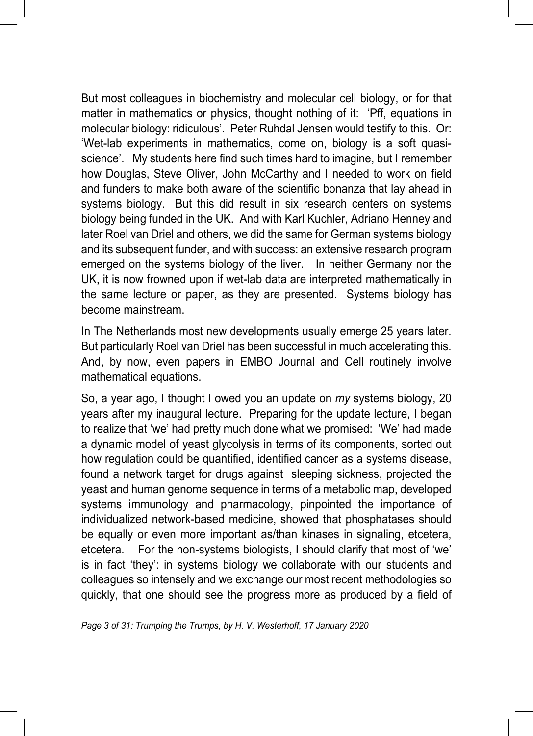But most colleagues in biochemistry and molecular cell biology, or for that matter in mathematics or physics, thought nothing of it: 'Pff, equations in molecular biology: ridiculous'. Peter Ruhdal Jensen would testify to this. Or: 'Wet-lab experiments in mathematics, come on, biology is a soft quasi-science'. My students here find such times hard to imagine, but I remember how Douglas, Steve Oliver, John McCarthy and I needed to work on field and funders to make both aware of the scientific bonanza that lay ahead in systems biology. But this did result in six research centers on systems biology being funded in the UK. And with Karl Kuchler, Adriano Henney and later Roel van Driel and others, we did the same for German systems biology and its subsequent funder, and with success: an extensive research program emerged on the systems biology of the liver. In neither Germany nor the UK, it is now frowned upon if wet-lab data are interpreted mathematically in the same lecture or paper, as they are presented. Systems biology has become mainstream.

In The Netherlands most new developments usually emerge 25 years later. But particularly Roel van Driel has been successful in much accelerating this. And, by now, even papers in EMBO Journal and Cell routinely involve mathematical equations.

So, a year ago, I thought I owed you an update on *my* systems biology, 20 years after my inaugural lecture. Preparing for the update lecture, I began to realize that 'we' had pretty much done what we promised: 'We' had made a dynamic model of yeast glycolysis in terms of its components, sorted out how regulation could be quantified, identified cancer as a systems disease, found a network target for drugs against sleeping sickness, projected the yeast and human genome sequence in terms of a metabolic map, developed systems immunology and pharmacology, pinpointed the importance of individualized network-based medicine, showed that phosphatases should be equally or even more important as/than kinases in signaling, etcetera, etcetera. For the non-systems biologists, I should clarify that most of 'we' is in fact 'they': in systems biology we collaborate with our students and colleagues so intensely and we exchange our most recent methodologies so quickly, that one should see the progress more as produced by a field of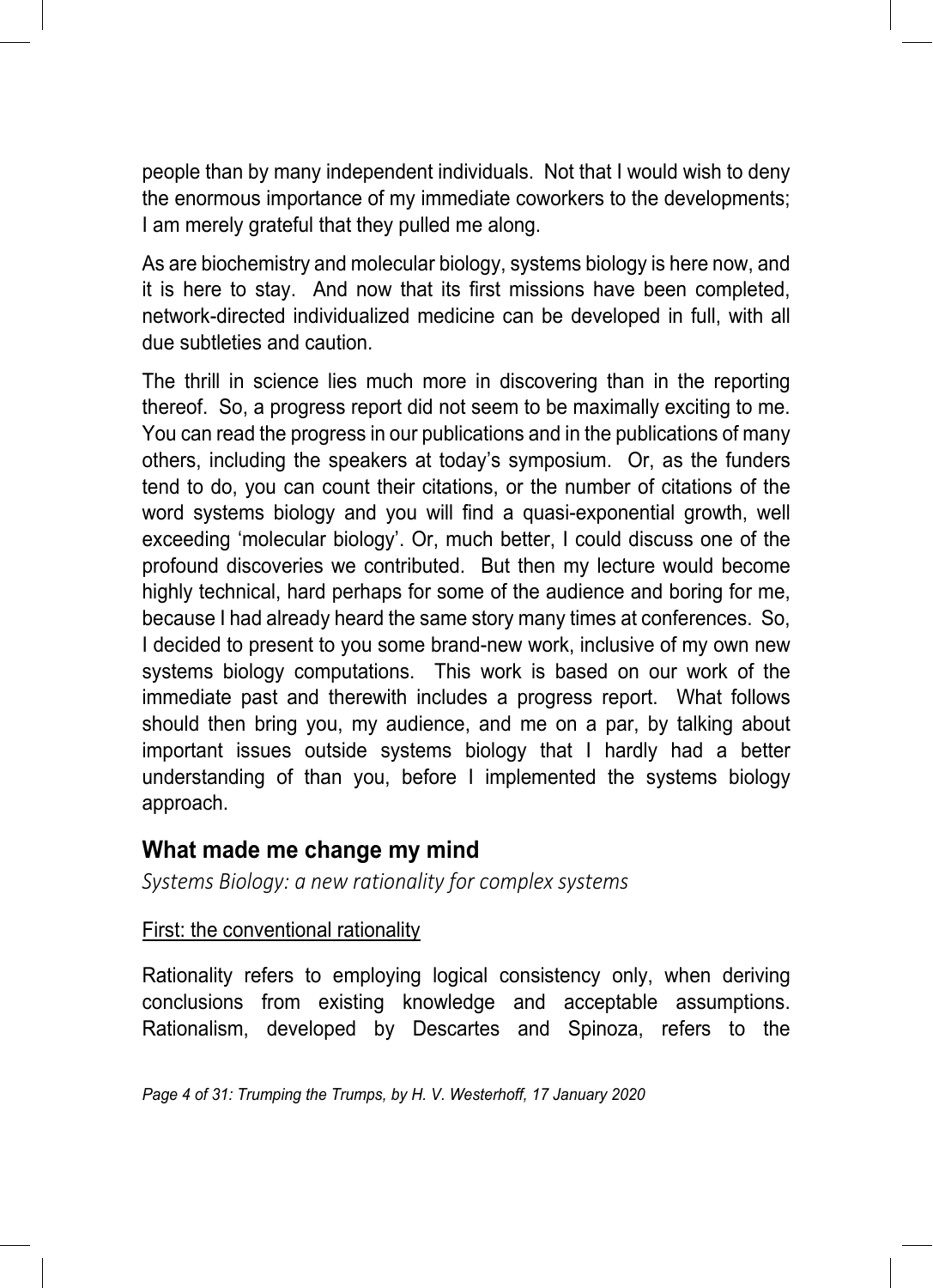people than by many independent individuals. Not that I would wish to deny the enormous importance of my immediate coworkers to the developments; I am merely grateful that they pulled me along.

As are biochemistry and molecular biology, systems biology is here now, and it is here to stay. And now that its first missions have been completed, network-directed individualized medicine can be developed in full, with all due subtleties and caution.

The thrill in science lies much more in discovering than in the reporting thereof. So, a progress report did not seem to be maximally exciting to me. You can read the progress in our publications and in the publications of many others, including the speakers at today's symposium. Or, as the funders tend to do, you can count their citations, or the number of citations of the word systems biology and you will find a quasi-exponential growth, well exceeding 'molecular biology'. Or, much better, I could discuss one of the profound discoveries we contributed. But then my lecture would become highly technical, hard perhaps for some of the audience and boring for me, because I had already heard the same story many times at conferences. So, I decided to present to you some brand-new work, inclusive of my own new systems biology computations. This work is based on our work of the immediate past and therewith includes a progress report. What follows should then bring you, my audience, and me on a par, by talking about important issues outside systems biology that I hardly had a better understanding of than you, before I implemented the systems biology approach.

## What made me change my mind

*Systems Biology: a new rationality for complex systems*

<u>First: the conventional rationality</u>

Rationality refers to employing logical consistency only, when deriving conclusions from existing knowledge and acceptable assumptions. Rationalism, developed by Descartes and Spinoza, refers to the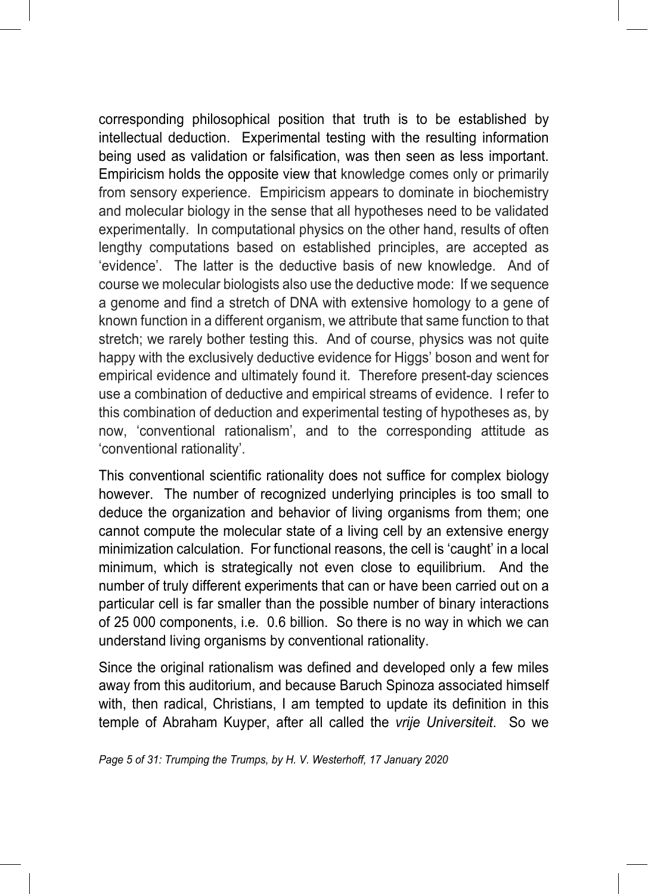corresponding philosophical position that truth is to be established by intellectual deduction. Experimental testing with the resulting information being used as validation or falsification, was then seen as less important. Empiricism holds the opposite view that knowledge comes only or primarily from sensory experience. Empiricism appears to dominate in biochemistry and molecular biology in the sense that all hypotheses need to be validated experimentally. In computational physics on the other hand, results of often lengthy computations based on established principles, are accepted as 'evidence'. The latter is the deductive basis of new knowledge. And of course we molecular biologists also use the deductive mode: If we sequence a genome and find a stretch of DNA with extensive homology to a gene of known function in a different organism, we attribute that same function to that stretch; we rarely bother testing this. And of course, physics was not quite happy with the exclusively deductive evidence for Higgs' boson and went for empirical evidence and ultimately found it. Therefore present-day sciences use a combination of deductive and empirical streams of evidence. I refer to this combination of deduction and experimental testing of hypotheses as, by now, 'conventional rationalism', and to the corresponding attitude as 'conventional rationality'.

This conventional scientific rationality does not suffice for complex biology however. The number of recognized underlying principles is too small to deduce the organization and behavior of living organisms from them; one cannot compute the molecular state of a living cell by an extensive energy minimization calculation. For functional reasons, the cell is 'caught' in a local minimum, which is strategically not even close to equilibrium. And the number of truly different experiments that can or have been carried out on a particular cell is far smaller than the possible number of binary interactions of 25 000 components, i.e. 0.6 billion. So there is no way in which we can understand living organisms by conventional rationality.

Since the original rationalism was defined and developed only a few miles away from this auditorium, and because Baruch Spinoza associated himself with, then radical, Christians, I am tempted to update its definition in this temple of Abraham Kuyper, after all called the *vrije Universiteit*. So we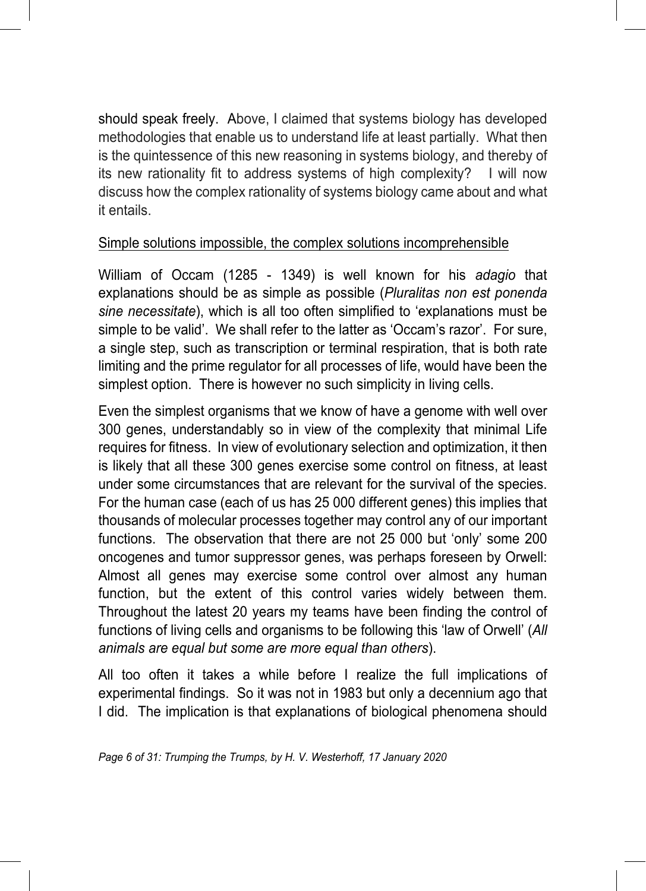should speak freely. Above, I claimed that systems biology has developed methodologies that enable us to understand life at least partially. What then is the quintessence of this new reasoning in systems biology, and thereby of its new rationality fit to address systems of high complexity? I will now discuss how the complex rationality of systems biology came about and what it entails.

## Simple solutions impossible, the complex solutions incomprehensible

William of Occam (1285 - 1349) is well known for his *adagio* that explanations should be as simple as possible (*Pluralitas non est ponenda sine necessitate*), which is all too often simplified to 'explanations must be simple to be valid'. We shall refer to the latter as 'Occam's razor'. For sure, a single step, such as transcription or terminal respiration, that is both rate limiting and the prime regulator for all processes of life, would have been the simplest option. There is however no such simplicity in living cells.

Even the simplest organisms that we know of have a genome with well over 300 genes, understandably so in view of the complexity that minimal Life requires for fitness. In view of evolutionary selection and optimization, it then is likely that all these 300 genes exercise some control on fitness, at least under some circumstances that are relevant for the survival of the species. For the human case (each of us has 25 000 different genes) this implies that thousands of molecular processes together may control any of our important functions. The observation that there are not 25 000 but 'only' some 200 oncogenes and tumor suppressor genes, was perhaps foreseen by Orwell: Almost all genes may exercise some control over almost any human function, but the extent of this control varies widely between them. Throughout the latest 20 years my teams have been finding the control of functions of living cells and organisms to be following this 'law of Orwell' (*All animals are equal but some are more equal than others*).

All too often it takes a while before I realize the full implications of experimental findings. So it was not in 1983 but only a decennium ago that I did. The implication is that explanations of biological phenomena should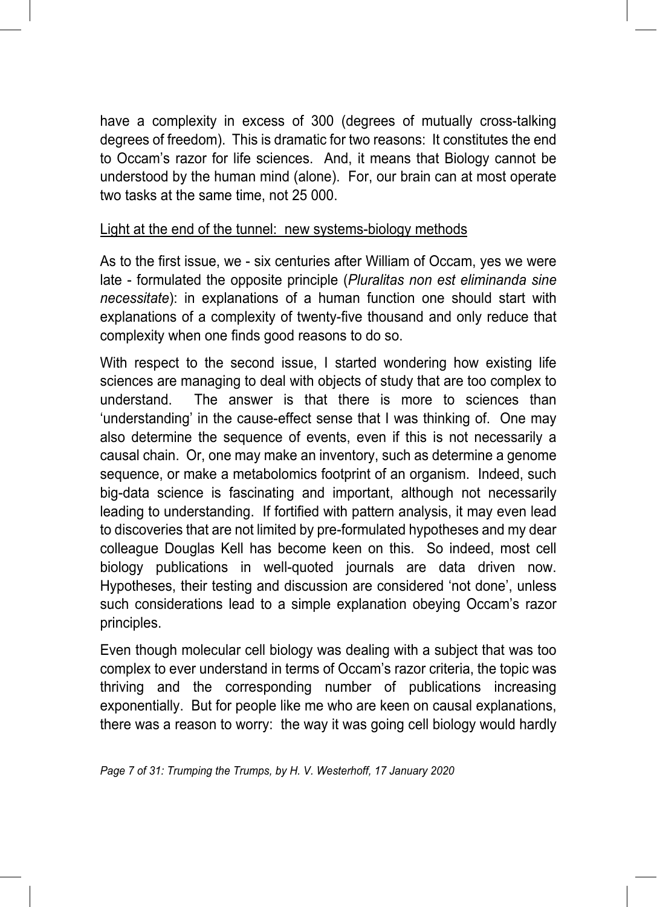have a complexity in excess of 300 (degrees of mutually cross-talking degrees of freedom). This is dramatic for two reasons: It constitutes the end to Occam's razor for life sciences. And, it means that Biology cannot be understood by the human mind (alone). For, our brain can at most operate two tasks at the same time, not 25 000.

<u>Light at the end of the tunnel: new systems-biology methods</u>

As to the first issue, we - six centuries after William of Occam, yes we were late - formulated the opposite principle (*Pluralitas non est eliminanda sine necessitate*): in explanations of a human function one should start with explanations of a complexity of twenty-five thousand and only reduce that complexity when one finds good reasons to do so.

With respect to the second issue, I started wondering how existing life sciences are managing to deal with objects of study that are too complex to understand. The answer is that there is more to sciences than 'understanding' in the cause-effect sense that I was thinking of. One may also determine the sequence of events, even if this is not necessarily a causal chain. Or, one may make an inventory, such as determine a genome sequence, or make a metabolomics footprint of an organism. Indeed, such big-data science is fascinating and important, although not necessarily leading to understanding. If fortified with pattern analysis, it may even lead to discoveries that are not limited by pre-formulated hypotheses and my dear colleague Douglas Kell has become keen on this. So indeed, most cell biology publications in well-quoted journals are data driven now. Hypotheses, their testing and discussion are considered 'not done', unless such considerations lead to a simple explanation obeying Occam's razor principles.

Even though molecular cell biology was dealing with a subject that was too complex to ever understand in terms of Occam's razor criteria, the topic was thriving and the corresponding number of publications increasing exponentially. But for people like me who are keen on causal explanations, there was a reason to worry: the way it was going cell biology would hardly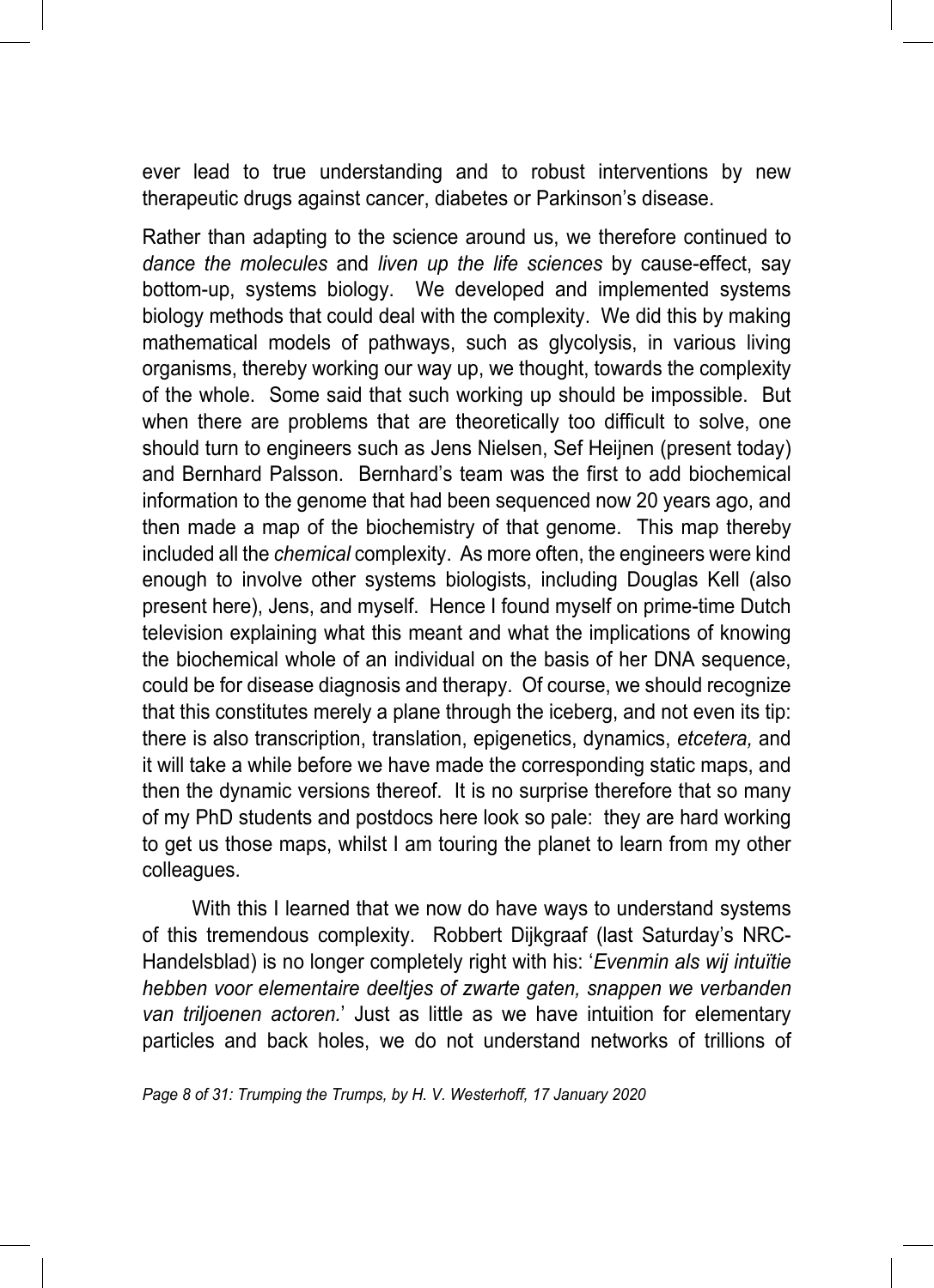ever lead to true understanding and to robust interventions by new therapeutic drugs against cancer, diabetes or Parkinson's disease.

Rather than adapting to the science around us, we therefore continued to *dance the molecules* and *liven up the life sciences* by cause-effect, say bottom-up, systems biology. We developed and implemented systems biology methods that could deal with the complexity. We did this by making mathematical models of pathways, such as glycolysis, in various living organisms, thereby working our way up, we thought, towards the complexity of the whole. Some said that such working up should be impossible. But when there are problems that are theoretically too difficult to solve, one should turn to engineers such as Jens Nielsen, Sef Heijnen (present today) and Bernhard Palsson. Bernhard's team was the first to add biochemical information to the genome that had been sequenced now 20 years ago, and then made a map of the biochemistry of that genome. This map thereby included all the *chemical* complexity. As more often, the engineers were kind enough to involve other systems biologists, including Douglas Kell (also present here), Jens, and myself. Hence I found myself on prime-time Dutch television explaining what this meant and what the implications of knowing the biochemical whole of an individual on the basis of her DNA sequence, could be for disease diagnosis and therapy. Of course, we should recognize that this constitutes merely a plane through the iceberg, and not even its tip: there is also transcription, translation, epigenetics, dynamics, *etcetera,* and it will take a while before we have made the corresponding static maps, and then the dynamic versions thereof. It is no surprise therefore that so many of my PhD students and postdocs here look so pale: they are hard working to get us those maps, whilst I am touring the planet to learn from my other colleagues.

With this I learned that we now do have ways to understand systems of this tremendous complexity. Robbert Dijkgraaf (last Saturday's NRC-Handelsblad) is no longer completely right with his: '*Evenmin als wij intuïtie hebben voor elementaire deeltjes of zwarte gaten, snappen we verbanden van triljoenen actoren.*' Just as little as we have intuition for elementary particles and back holes, we do not understand networks of trillions of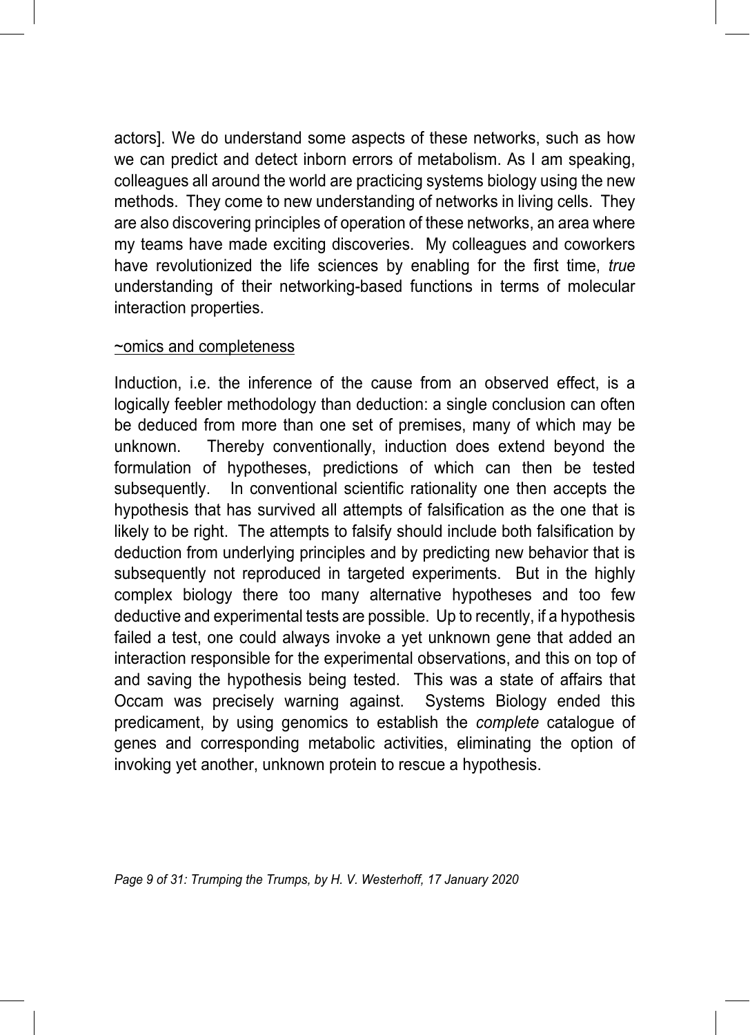actors]. We do understand some aspects of these networks, such as how we can predict and detect inborn errors of metabolism. As I am speaking, colleagues all around the world are practicing systems biology using the new methods. They come to new understanding of networks in living cells. They are also discovering principles of operation of these networks, an area where my teams have made exciting discoveries. My colleagues and coworkers have revolutionized the life sciences by enabling for the first time, *true* understanding of their networking-based functions in terms of molecular interaction properties.

<u>~omics and completeness</u>

Induction, i.e. the inference of the cause from an observed effect, is a logically feebler methodology than deduction: a single conclusion can often be deduced from more than one set of premises, many of which may be unknown. Thereby conventionally, induction does extend beyond the formulation of hypotheses, predictions of which can then be tested subsequently. In conventional scientific rationality one then accepts the hypothesis that has survived all attempts of falsification as the one that is likely to be right. The attempts to falsify should include both falsification by deduction from underlying principles and by predicting new behavior that is subsequently not reproduced in targeted experiments. But in the highly complex biology there too many alternative hypotheses and too few deductive and experimental tests are possible. Up to recently, if a hypothesis failed a test, one could always invoke a yet unknown gene that added an interaction responsible for the experimental observations, and this on top of and saving the hypothesis being tested. This was a state of affairs that Occam was precisely warning against. Systems Biology ended this predicament, by using genomics to establish the *complete* catalogue of genes and corresponding metabolic activities, eliminating the option of invoking yet another, unknown protein to rescue a hypothesis.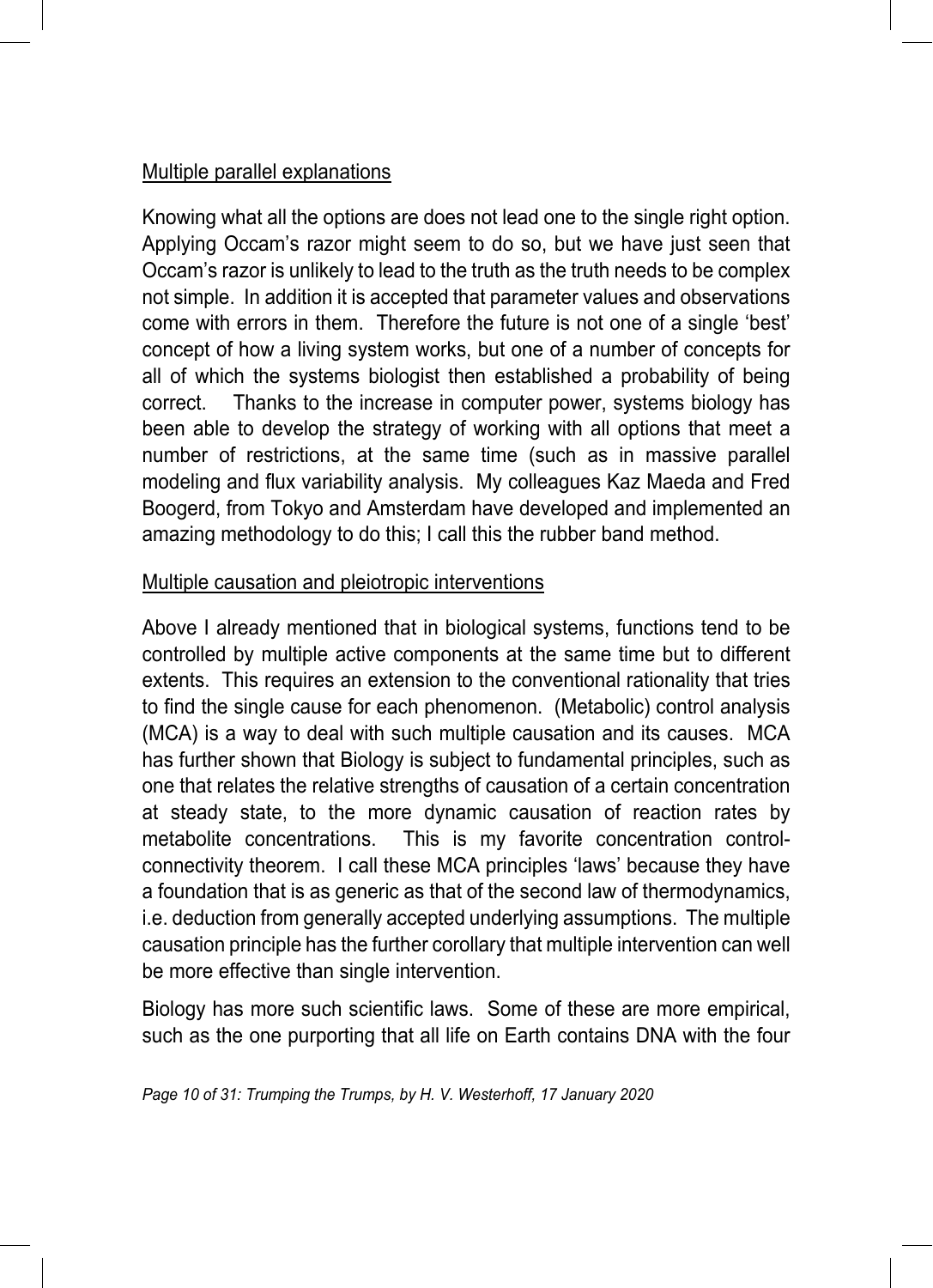## Multiple parallel explanations

Knowing what all the options are does not lead one to the single right option. Applying Occam's razor might seem to do so, but we have just seen that Occam's razor is unlikely to lead to the truth as the truth needs to be complex not simple. In addition it is accepted that parameter values and observations come with errors in them. Therefore the future is not one of a single 'best' concept of how a living system works, but one of a number of concepts for all of which the systems biologist then established a probability of being correct. Thanks to the increase in computer power, systems biology has been able to develop the strategy of working with all options that meet a number of restrictions, at the same time (such as in massive parallel modeling and flux variability analysis. My colleagues Kaz Maeda and Fred Boogerd, from Tokyo and Amsterdam have developed and implemented an amazing methodology to do this; I call this the rubber band method.

## Multiple causation and pleiotropic interventions

Above I already mentioned that in biological systems, functions tend to be controlled by multiple active components at the same time but to different extents. This requires an extension to the conventional rationality that tries to find the single cause for each phenomenon. (Metabolic) control analysis (MCA) is a way to deal with such multiple causation and its causes. MCA has further shown that Biology is subject to fundamental principles, such as one that relates the relative strengths of causation of a certain concentration at steady state, to the more dynamic causation of reaction rates by metabolite concentrations. This is my favorite concentration control-connectivity theorem. I call these MCA principles 'laws' because they have a foundation that is as generic as that of the second law of thermodynamics, i.e. deduction from generally accepted underlying assumptions. The multiple causation principle has the further corollary that multiple intervention can well be more effective than single intervention.

Biology has more such scientific laws. Some of these are more empirical, such as the one purporting that all life on Earth contains DNA with the four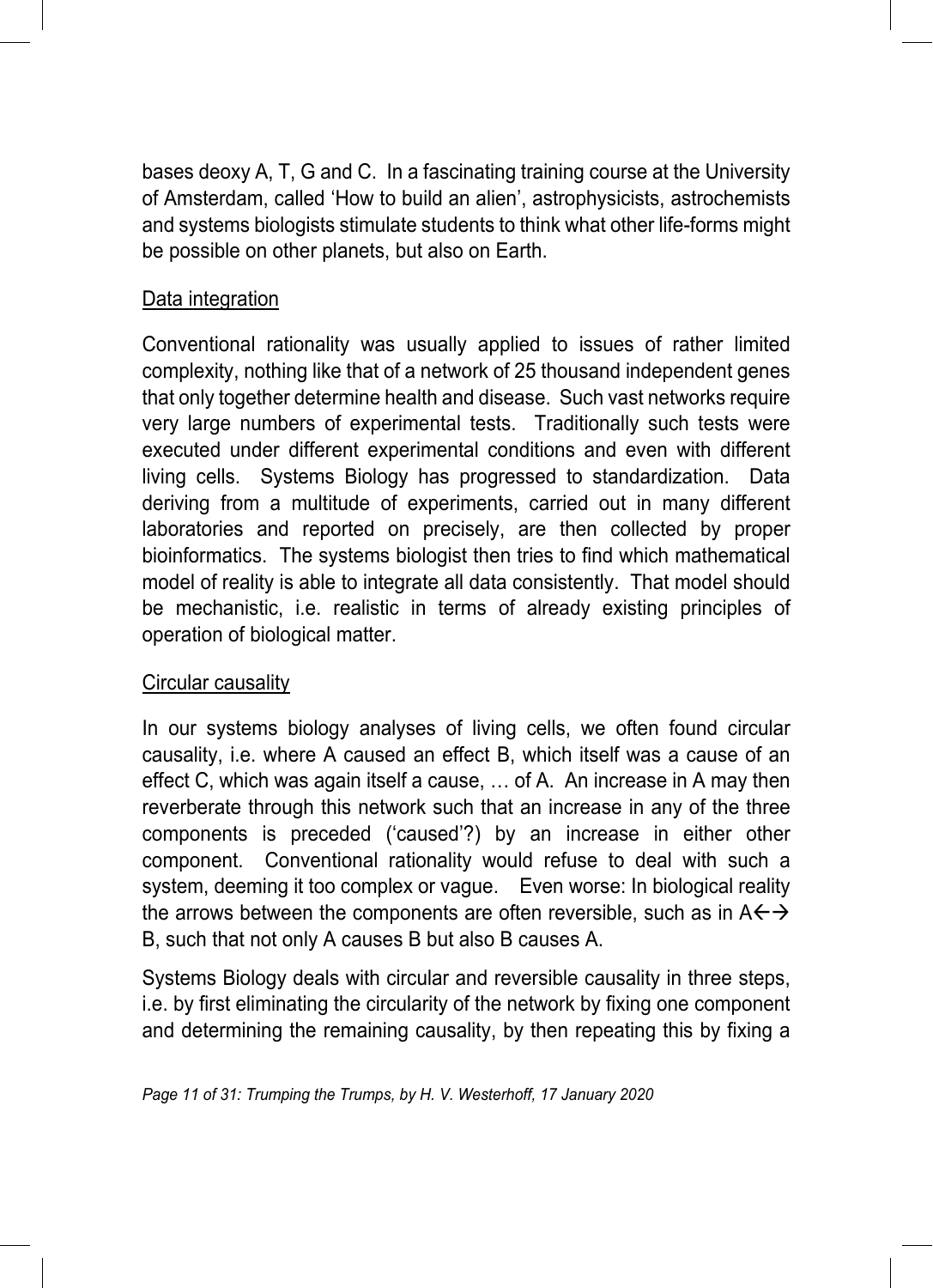bases deoxy A, T, G and C. In a fascinating training course at the University of Amsterdam, called 'How to build an alien', astrophysicists, astrochemists and systems biologists stimulate students to think what other life-forms might be possible on other planets, but also on Earth.

## Data integration

Conventional rationality was usually applied to issues of rather limited complexity, nothing like that of a network of 25 thousand independent genes that only together determine health and disease. Such vast networks require very large numbers of experimental tests. Traditionally such tests were executed under different experimental conditions and even with different living cells. Systems Biology has progressed to standardization. Data deriving from a multitude of experiments, carried out in many different laboratories and reported on precisely, are then collected by proper bioinformatics. The systems biologist then tries to find which mathematical model of reality is able to integrate all data consistently. That model should be mechanistic, i.e. realistic in terms of already existing principles of operation of biological matter.

## Circular causality

In our systems biology analyses of living cells, we often found circular causality, i.e. where A caused an effect B, which itself was a cause of an effect C, which was again itself a cause, … of A. An increase in A may then reverberate through this network such that an increase in any of the three components is preceded ('caused'?) by an increase in either other component. Conventional rationality would refuse to deal with such a system, deeming it too complex or vague. Even worse: In biological reality the arrows between the components are often reversible, such as in A←→ B, such that not only A causes B but also B causes A.

Systems Biology deals with circular and reversible causality in three steps, i.e. by first eliminating the circularity of the network by fixing one component and determining the remaining causality, by then repeating this by fixing a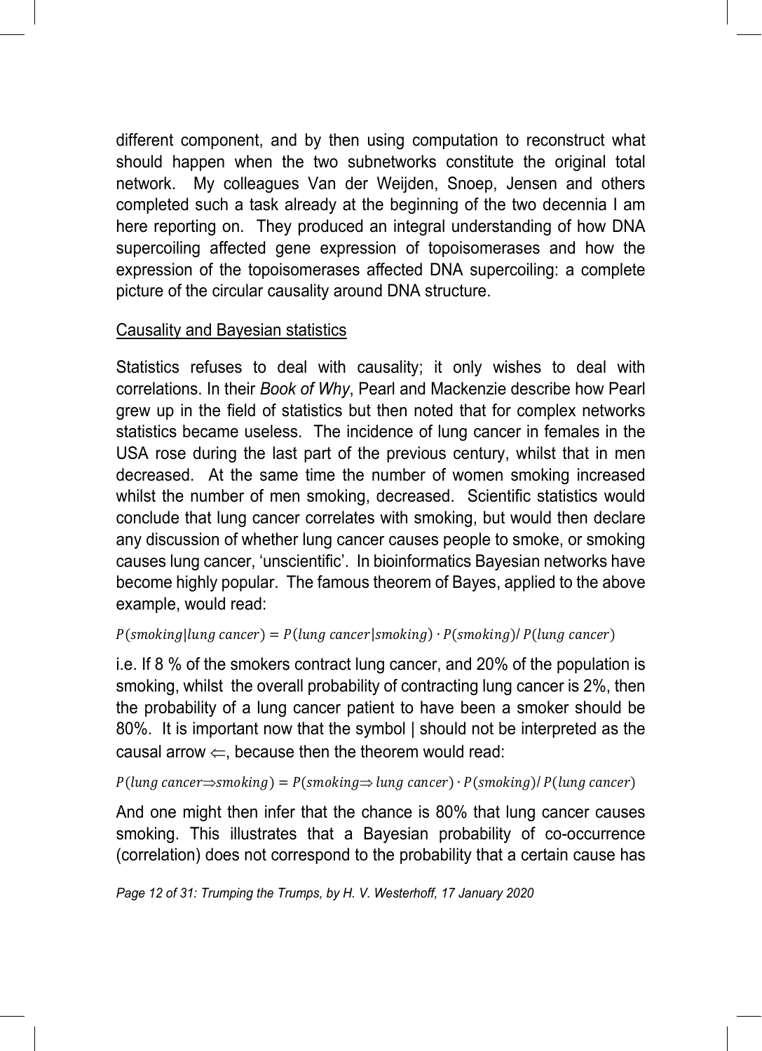different component, and by then using computation to reconstruct what should happen when the two subnetworks constitute the original total network. My colleagues Van der Weijden, Snoep, Jensen and others completed such a task already at the beginning of the two decennia I am here reporting on. They produced an integral understanding of how DNA supercoiling affected gene expression of topoisomerases and how the expression of the topoisomerases affected DNA supercoiling: a complete picture of the circular causality around DNA structure.

## Causality and Bayesian statistics

Statistics refuses to deal with causality; it only wishes to deal with correlations. In their *Book of Why*, Pearl and Mackenzie describe how Pearl grew up in the field of statistics but then noted that for complex networks statistics became useless. The incidence of lung cancer in females in the USA rose during the last part of the previous century, whilst that in men decreased. At the same time the number of women smoking increased whilst the number of men smoking, decreased. Scientific statistics would conclude that lung cancer correlates with smoking, but would then declare any discussion of whether lung cancer causes people to smoke, or smoking causes lung cancer, 'unscientific'. In bioinformatics Bayesian networks have become highly popular. The famous theorem of Bayes, applied to the above example, would read:

$$P(smoking|lung\ cancer) = P(lung\ cancer|smoking) \cdot P(smoking) / P(lung\ cancer)$$

i.e. If 8 % of the smokers contract lung cancer, and 20% of the population is smoking, whilst the overall probability of contracting lung cancer is 2%, then the probability of a lung cancer patient to have been a smoker should be 80%. It is important now that the symbol | should not be interpreted as the causal arrow $\Leftarrow$, because then the theorem would read:

$$P(lung\ cancer \Rightarrow smoking) = P(smoking \Rightarrow lung\ cancer) \cdot P(smoking) / P(lung\ cancer)$$

And one might then infer that the chance is 80% that lung cancer causes smoking. This illustrates that a Bayesian probability of co-occurrence (correlation) does not correspond to the probability that a certain cause has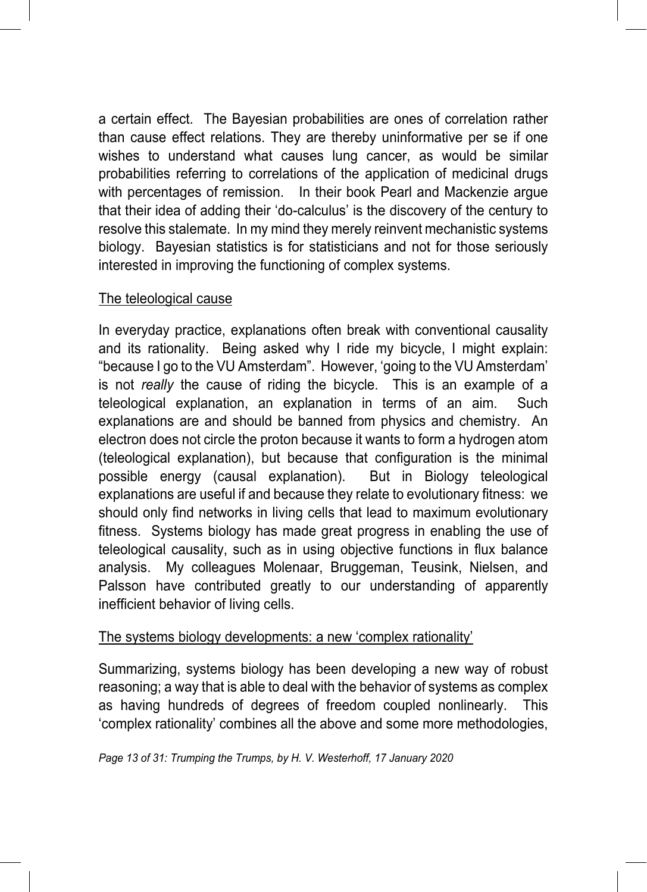a certain effect. The Bayesian probabilities are ones of correlation rather than cause effect relations. They are thereby uninformative per se if one wishes to understand what causes lung cancer, as would be similar probabilities referring to correlations of the application of medicinal drugs with percentages of remission. In their book Pearl and Mackenzie argue that their idea of adding their 'do-calculus' is the discovery of the century to resolve this stalemate. In my mind they merely reinvent mechanistic systems biology. Bayesian statistics is for statisticians and not for those seriously interested in improving the functioning of complex systems.

<u>The teleological cause</u>

In everyday practice, explanations often break with conventional causality and its rationality. Being asked why I ride my bicycle, I might explain: "because I go to the VU Amsterdam". However, 'going to the VU Amsterdam' is not *really* the cause of riding the bicycle. This is an example of a teleological explanation, an explanation in terms of an aim. Such explanations are and should be banned from physics and chemistry. An electron does not circle the proton because it wants to form a hydrogen atom (teleological explanation), but because that configuration is the minimal possible energy (causal explanation). But in Biology teleological explanations are useful if and because they relate to evolutionary fitness: we should only find networks in living cells that lead to maximum evolutionary fitness. Systems biology has made great progress in enabling the use of teleological causality, such as in using objective functions in flux balance analysis. My colleagues Molenaar, Bruggeman, Teusink, Nielsen, and Palsson have contributed greatly to our understanding of apparently inefficient behavior of living cells.

<u>The systems biology developments: a new 'complex rationality'</u>

Summarizing, systems biology has been developing a new way of robust reasoning; a way that is able to deal with the behavior of systems as complex as having hundreds of degrees of freedom coupled nonlinearly. This 'complex rationality' combines all the above and some more methodologies,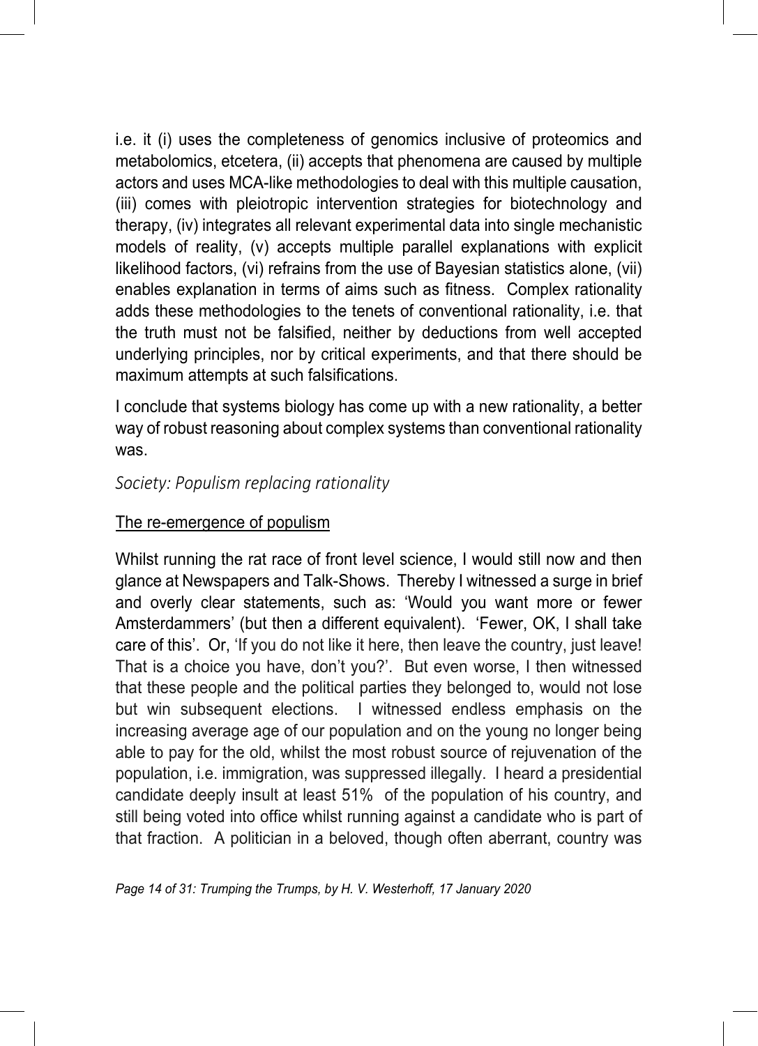i.e. it (i) uses the completeness of genomics inclusive of proteomics and metabolomics, etcetera, (ii) accepts that phenomena are caused by multiple actors and uses MCA-like methodologies to deal with this multiple causation, (iii) comes with pleiotropic intervention strategies for biotechnology and therapy, (iv) integrates all relevant experimental data into single mechanistic models of reality, (v) accepts multiple parallel explanations with explicit likelihood factors, (vi) refrains from the use of Bayesian statistics alone, (vii) enables explanation in terms of aims such as fitness. Complex rationality adds these methodologies to the tenets of conventional rationality, i.e. that the truth must not be falsified, neither by deductions from well accepted underlying principles, nor by critical experiments, and that there should be maximum attempts at such falsifications.

I conclude that systems biology has come up with a new rationality, a better way of robust reasoning about complex systems than conventional rationality was.

### *Society: Populism replacing rationality*

#### The re-emergence of populism

Whilst running the rat race of front level science, I would still now and then glance at Newspapers and Talk-Shows. Thereby I witnessed a surge in brief and overly clear statements, such as: 'Would you want more or fewer Amsterdammers' (but then a different equivalent). 'Fewer, OK, I shall take care of this'. Or, 'If you do not like it here, then leave the country, just leave! That is a choice you have, don't you?'. But even worse, I then witnessed that these people and the political parties they belonged to, would not lose but win subsequent elections. I witnessed endless emphasis on the increasing average age of our population and on the young no longer being able to pay for the old, whilst the most robust source of rejuvenation of the population, i.e. immigration, was suppressed illegally. I heard a presidential candidate deeply insult at least 51% of the population of his country, and still being voted into office whilst running against a candidate who is part of that fraction. A politician in a beloved, though often aberrant, country was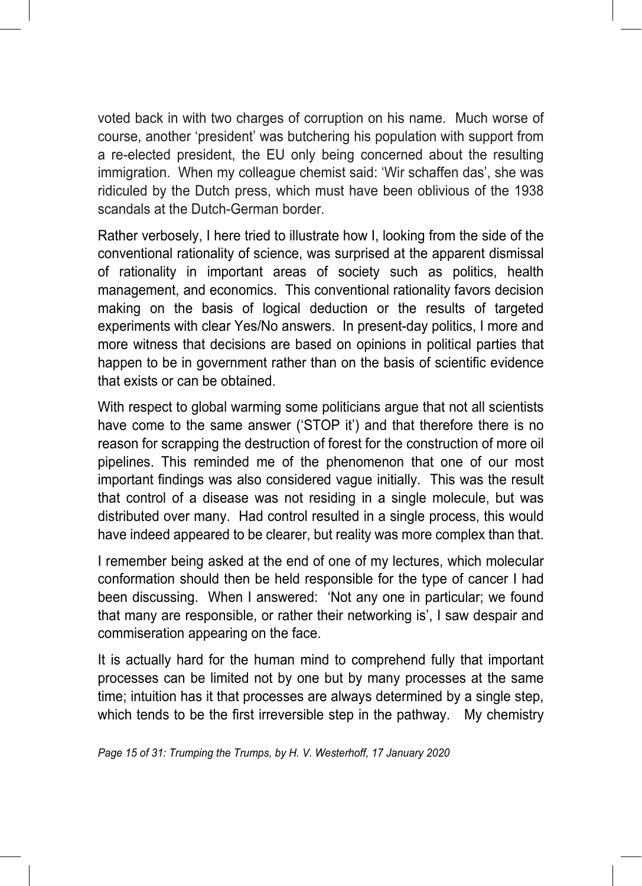voted back in with two charges of corruption on his name. Much worse of course, another 'president' was butchering his population with support from a re-elected president, the EU only being concerned about the resulting immigration. When my colleague chemist said: 'Wir schaffen das', she was ridiculed by the Dutch press, which must have been oblivious of the 1938 scandals at the Dutch-German border.

Rather verbosely, I here tried to illustrate how I, looking from the side of the conventional rationality of science, was surprised at the apparent dismissal of rationality in important areas of society such as politics, health management, and economics. This conventional rationality favors decision making on the basis of logical deduction or the results of targeted experiments with clear Yes/No answers. In present-day politics, I more and more witness that decisions are based on opinions in political parties that happen to be in government rather than on the basis of scientific evidence that exists or can be obtained.

With respect to global warming some politicians argue that not all scientists have come to the same answer ('STOP it') and that therefore there is no reason for scrapping the destruction of forest for the construction of more oil pipelines. This reminded me of the phenomenon that one of our most important findings was also considered vague initially. This was the result that control of a disease was not residing in a single molecule, but was distributed over many. Had control resulted in a single process, this would have indeed appeared to be clearer, but reality was more complex than that.

I remember being asked at the end of one of my lectures, which molecular conformation should then be held responsible for the type of cancer I had been discussing. When I answered: 'Not any one in particular; we found that many are responsible, or rather their networking is', I saw despair and commiseration appearing on the face.

It is actually hard for the human mind to comprehend fully that important processes can be limited not by one but by many processes at the same time; intuition has it that processes are always determined by a single step, which tends to be the first irreversible step in the pathway. My chemistry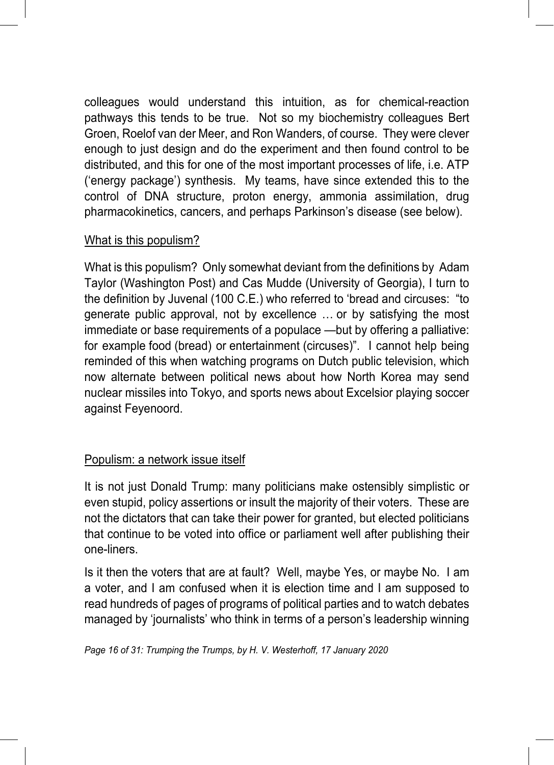colleagues would understand this intuition, as for chemical-reaction pathways this tends to be true. Not so my biochemistry colleagues Bert Groen, Roelof van der Meer, and Ron Wanders, of course. They were clever enough to just design and do the experiment and then found control to be distributed, and this for one of the most important processes of life, i.e. ATP ('energy package') synthesis. My teams, have since extended this to the control of DNA structure, proton energy, ammonia assimilation, drug pharmacokinetics, cancers, and perhaps Parkinson's disease (see below).

## What is this populism?

What is this populism? Only somewhat deviant from the definitions by Adam Taylor (Washington Post) and Cas Mudde (University of Georgia), I turn to the definition by Juvenal (100 C.E.) who referred to 'bread and circuses: "to generate public approval, not by excellence … or by satisfying the most immediate or base requirements of a populace —but by offering a palliative: for example food (bread) or entertainment (circuses)". I cannot help being reminded of this when watching programs on Dutch public television, which now alternate between political news about how North Korea may send nuclear missiles into Tokyo, and sports news about Excelsior playing soccer against Feyenoord.

## Populism: a network issue itself

It is not just Donald Trump: many politicians make ostensibly simplistic or even stupid, policy assertions or insult the majority of their voters. These are not the dictators that can take their power for granted, but elected politicians that continue to be voted into office or parliament well after publishing their one-liners.

Is it then the voters that are at fault? Well, maybe Yes, or maybe No. I am a voter, and I am confused when it is election time and I am supposed to read hundreds of pages of programs of political parties and to watch debates managed by 'journalists' who think in terms of a person's leadership winning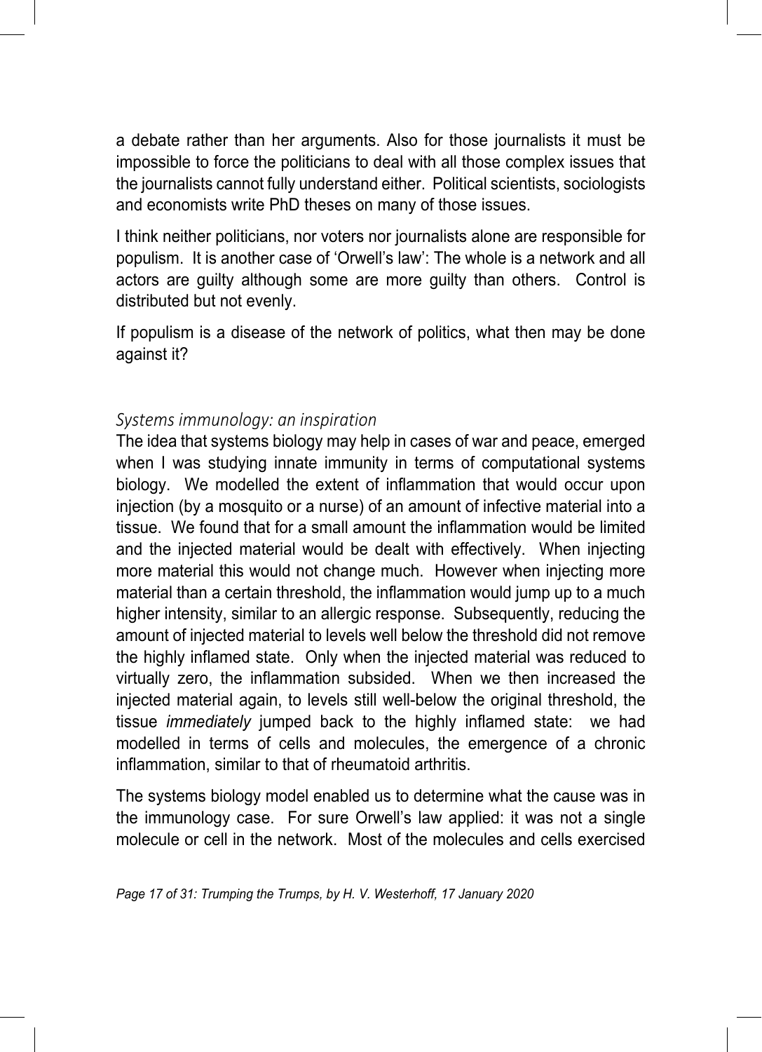a debate rather than her arguments. Also for those journalists it must be impossible to force the politicians to deal with all those complex issues that the journalists cannot fully understand either. Political scientists, sociologists and economists write PhD theses on many of those issues.

I think neither politicians, nor voters nor journalists alone are responsible for populism. It is another case of 'Orwell's law': The whole is a network and all actors are guilty although some are more guilty than others. Control is distributed but not evenly.

If populism is a disease of the network of politics, what then may be done against it?

### *Systems immunology: an inspiration*

The idea that systems biology may help in cases of war and peace, emerged when I was studying innate immunity in terms of computational systems biology. We modelled the extent of inflammation that would occur upon injection (by a mosquito or a nurse) of an amount of infective material into a tissue. We found that for a small amount the inflammation would be limited and the injected material would be dealt with effectively. When injecting more material this would not change much. However when injecting more material than a certain threshold, the inflammation would jump up to a much higher intensity, similar to an allergic response. Subsequently, reducing the amount of injected material to levels well below the threshold did not remove the highly inflamed state. Only when the injected material was reduced to virtually zero, the inflammation subsided. When we then increased the injected material again, to levels still well-below the original threshold, the tissue *immediately* jumped back to the highly inflamed state: we had modelled in terms of cells and molecules, the emergence of a chronic inflammation, similar to that of rheumatoid arthritis.

The systems biology model enabled us to determine what the cause was in the immunology case. For sure Orwell's law applied: it was not a single molecule or cell in the network. Most of the molecules and cells exercised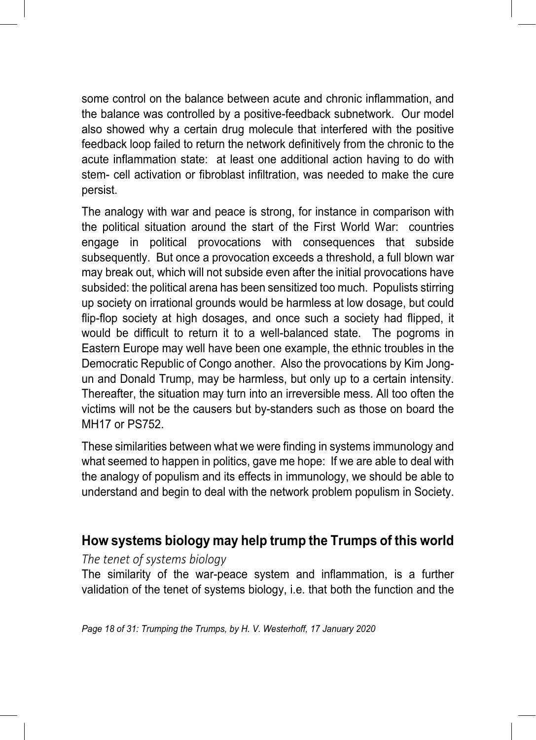some control on the balance between acute and chronic inflammation, and the balance was controlled by a positive-feedback subnetwork. Our model also showed why a certain drug molecule that interfered with the positive feedback loop failed to return the network definitively from the chronic to the acute inflammation state: at least one additional action having to do with stem- cell activation or fibroblast infiltration, was needed to make the cure persist.

The analogy with war and peace is strong, for instance in comparison with the political situation around the start of the First World War: countries engage in political provocations with consequences that subside subsequently. But once a provocation exceeds a threshold, a full blown war may break out, which will not subside even after the initial provocations have subsided: the political arena has been sensitized too much. Populists stirring up society on irrational grounds would be harmless at low dosage, but could flip-flop society at high dosages, and once such a society had flipped, it would be difficult to return it to a well-balanced state. The pogroms in Eastern Europe may well have been one example, the ethnic troubles in the Democratic Republic of Congo another. Also the provocations by Kim Jong-un and Donald Trump, may be harmless, but only up to a certain intensity. Thereafter, the situation may turn into an irreversible mess. All too often the victims will not be the causers but by-standers such as those on board the MH17 or PS752.

These similarities between what we were finding in systems immunology and what seemed to happen in politics, gave me hope: If we are able to deal with the analogy of populism and its effects in immunology, we should be able to understand and begin to deal with the network problem populism in Society.

## How systems biology may help trump the Trumps of this world

### *The tenet of systems biology*

The similarity of the war-peace system and inflammation, is a further validation of the tenet of systems biology, i.e. that both the function and the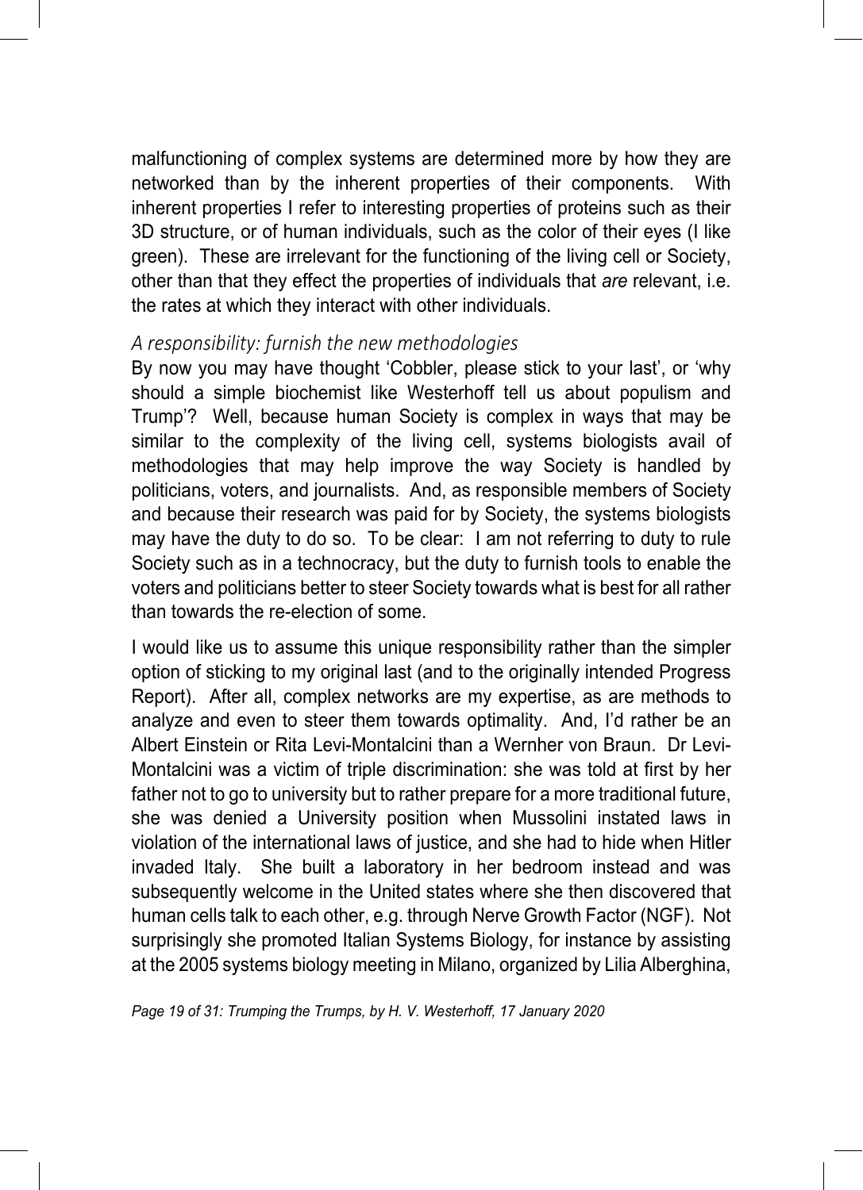malfunctioning of complex systems are determined more by how they are networked than by the inherent properties of their components. With inherent properties I refer to interesting properties of proteins such as their 3D structure, or of human individuals, such as the color of their eyes (I like green). These are irrelevant for the functioning of the living cell or Society, other than that they effect the properties of individuals that *are* relevant, i.e. the rates at which they interact with other individuals.

### *A responsibility: furnish the new methodologies*

By now you may have thought 'Cobbler, please stick to your last', or 'why should a simple biochemist like Westerhoff tell us about populism and Trump'? Well, because human Society is complex in ways that may be similar to the complexity of the living cell, systems biologists avail of methodologies that may help improve the way Society is handled by politicians, voters, and journalists. And, as responsible members of Society and because their research was paid for by Society, the systems biologists may have the duty to do so. To be clear: I am not referring to duty to rule Society such as in a technocracy, but the duty to furnish tools to enable the voters and politicians better to steer Society towards what is best for all rather than towards the re-election of some.

I would like us to assume this unique responsibility rather than the simpler option of sticking to my original last (and to the originally intended Progress Report). After all, complex networks are my expertise, as are methods to analyze and even to steer them towards optimality. And, I'd rather be an Albert Einstein or Rita Levi-Montalcini than a Wernher von Braun. Dr Levi-Montalcini was a victim of triple discrimination: she was told at first by her father not to go to university but to rather prepare for a more traditional future, she was denied a University position when Mussolini instated laws in violation of the international laws of justice, and she had to hide when Hitler invaded Italy. She built a laboratory in her bedroom instead and was subsequently welcome in the United states where she then discovered that human cells talk to each other, e.g. through Nerve Growth Factor (NGF). Not surprisingly she promoted Italian Systems Biology, for instance by assisting at the 2005 systems biology meeting in Milano, organized by Lilia Alberghina,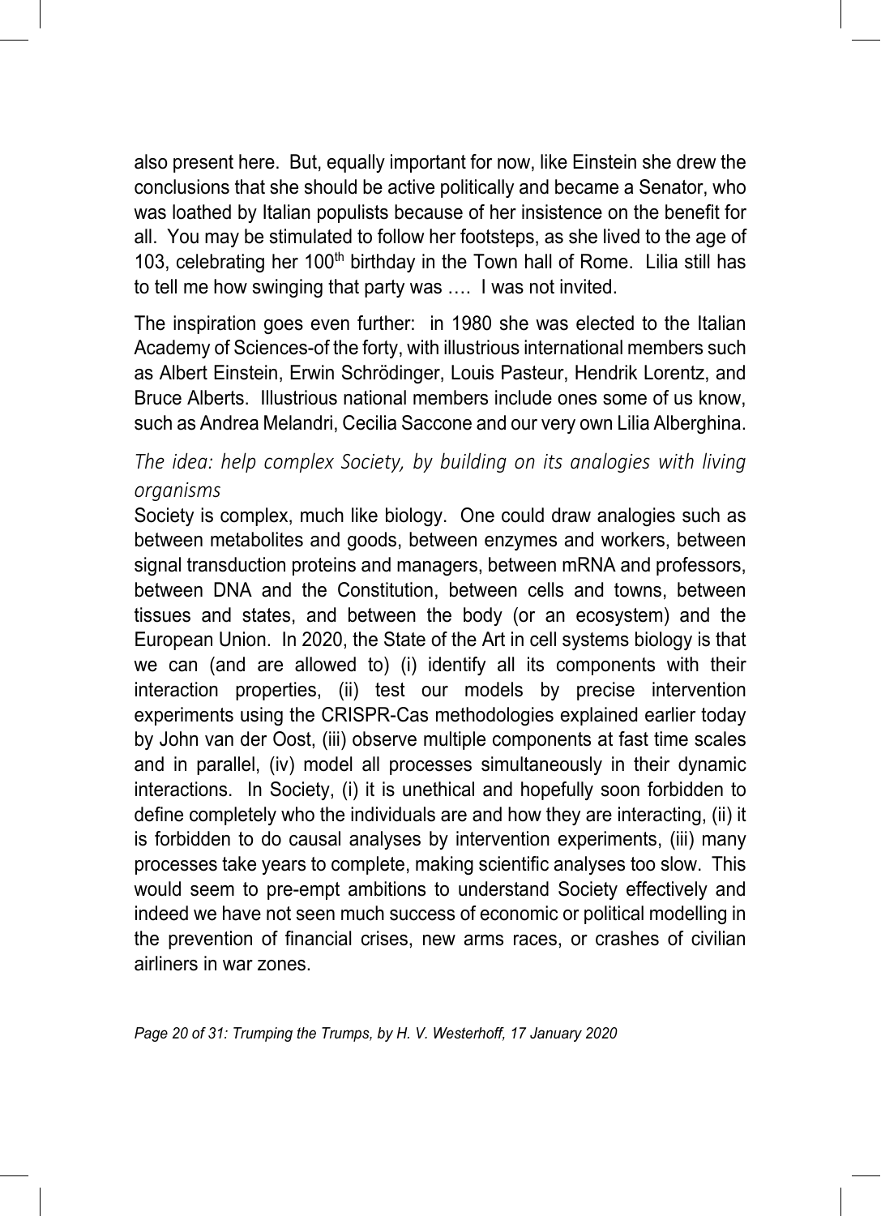also present here. But, equally important for now, like Einstein she drew the conclusions that she should be active politically and became a Senator, who was loathed by Italian populists because of her insistence on the benefit for all. You may be stimulated to follow her footsteps, as she lived to the age of 103, celebrating her 100th birthday in the Town hall of Rome. Lilia still has to tell me how swinging that party was …. I was not invited.

The inspiration goes even further: in 1980 she was elected to the Italian Academy of Sciences-of the forty, with illustrious international members such as Albert Einstein, Erwin Schrödinger, Louis Pasteur, Hendrik Lorentz, and Bruce Alberts. Illustrious national members include ones some of us know, such as Andrea Melandri, Cecilia Saccone and our very own Lilia Alberghina.

### *The idea: help complex Society, by building on its analogies with living organisms*

Society is complex, much like biology. One could draw analogies such as between metabolites and goods, between enzymes and workers, between signal transduction proteins and managers, between mRNA and professors, between DNA and the Constitution, between cells and towns, between tissues and states, and between the body (or an ecosystem) and the European Union. In 2020, the State of the Art in cell systems biology is that we can (and are allowed to) (i) identify all its components with their interaction properties, (ii) test our models by precise intervention experiments using the CRISPR-Cas methodologies explained earlier today by John van der Oost, (iii) observe multiple components at fast time scales and in parallel, (iv) model all processes simultaneously in their dynamic interactions. In Society, (i) it is unethical and hopefully soon forbidden to define completely who the individuals are and how they are interacting, (ii) it is forbidden to do causal analyses by intervention experiments, (iii) many processes take years to complete, making scientific analyses too slow. This would seem to pre-empt ambitions to understand Society effectively and indeed we have not seen much success of economic or political modelling in the prevention of financial crises, new arms races, or crashes of civilian airliners in war zones.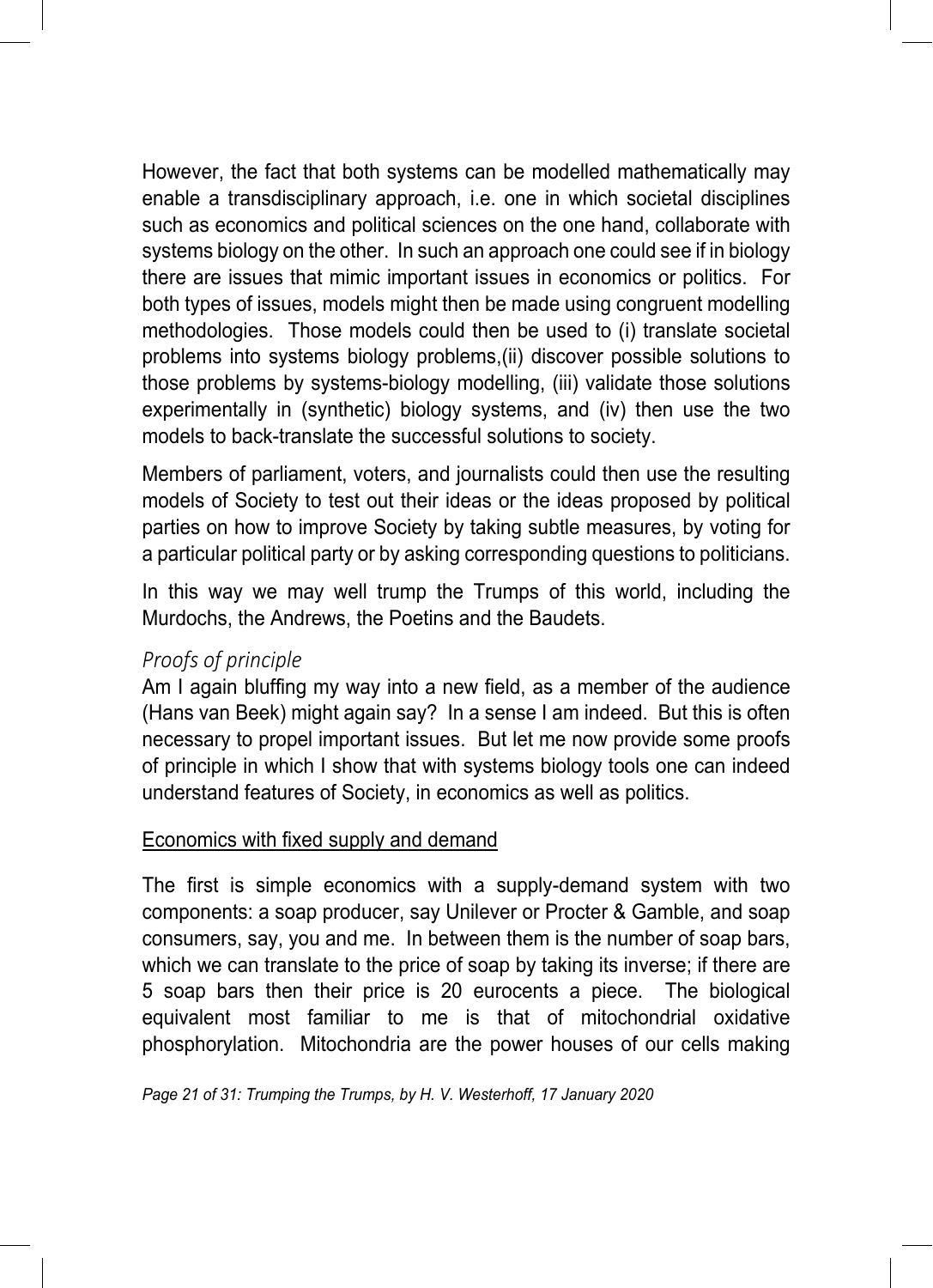However, the fact that both systems can be modelled mathematically may enable a transdisciplinary approach, i.e. one in which societal disciplines such as economics and political sciences on the one hand, collaborate with systems biology on the other. In such an approach one could see if in biology there are issues that mimic important issues in economics or politics. For both types of issues, models might then be made using congruent modelling methodologies. Those models could then be used to (i) translate societal problems into systems biology problems,(ii) discover possible solutions to those problems by systems-biology modelling, (iii) validate those solutions experimentally in (synthetic) biology systems, and (iv) then use the two models to back-translate the successful solutions to society.

Members of parliament, voters, and journalists could then use the resulting models of Society to test out their ideas or the ideas proposed by political parties on how to improve Society by taking subtle measures, by voting for a particular political party or by asking corresponding questions to politicians.

In this way we may well trump the Trumps of this world, including the Murdochs, the Andrews, the Poetins and the Baudets.

### *Proofs of principle*

Am I again bluffing my way into a new field, as a member of the audience (Hans van Beek) might again say? In a sense I am indeed. But this is often necessary to propel important issues. But let me now provide some proofs of principle in which I show that with systems biology tools one can indeed understand features of Society, in economics as well as politics.

<u>Economics with fixed supply and demand</u>

The first is simple economics with a supply-demand system with two components: a soap producer, say Unilever or Procter & Gamble, and soap consumers, say, you and me. In between them is the number of soap bars, which we can translate to the price of soap by taking its inverse; if there are 5 soap bars then their price is 20 eurocents a piece. The biological equivalent most familiar to me is that of mitochondrial oxidative phosphorylation. Mitochondria are the power houses of our cells making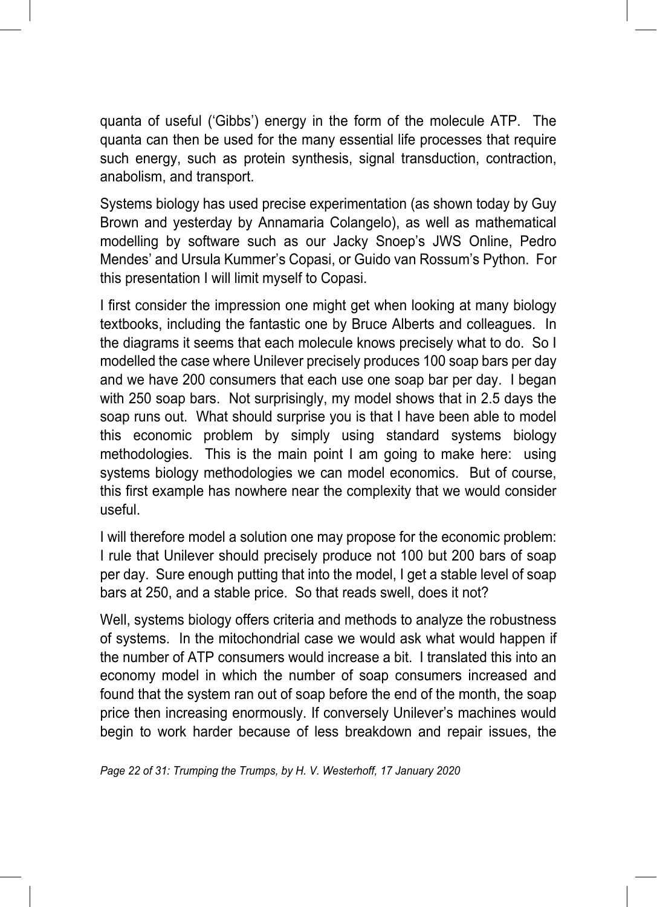quanta of useful ('Gibbs') energy in the form of the molecule ATP. The quanta can then be used for the many essential life processes that require such energy, such as protein synthesis, signal transduction, contraction, anabolism, and transport.

Systems biology has used precise experimentation (as shown today by Guy Brown and yesterday by Annamaria Colangelo), as well as mathematical modelling by software such as our Jacky Snoep's JWS Online, Pedro Mendes' and Ursula Kummer's Copasi, or Guido van Rossum's Python. For this presentation I will limit myself to Copasi.

I first consider the impression one might get when looking at many biology textbooks, including the fantastic one by Bruce Alberts and colleagues. In the diagrams it seems that each molecule knows precisely what to do. So I modelled the case where Unilever precisely produces 100 soap bars per day and we have 200 consumers that each use one soap bar per day. I began with 250 soap bars. Not surprisingly, my model shows that in 2.5 days the soap runs out. What should surprise you is that I have been able to model this economic problem by simply using standard systems biology methodologies. This is the main point I am going to make here: using systems biology methodologies we can model economics. But of course, this first example has nowhere near the complexity that we would consider useful.

I will therefore model a solution one may propose for the economic problem: I rule that Unilever should precisely produce not 100 but 200 bars of soap per day. Sure enough putting that into the model, I get a stable level of soap bars at 250, and a stable price. So that reads swell, does it not?

Well, systems biology offers criteria and methods to analyze the robustness of systems. In the mitochondrial case we would ask what would happen if the number of ATP consumers would increase a bit. I translated this into an economy model in which the number of soap consumers increased and found that the system ran out of soap before the end of the month, the soap price then increasing enormously. If conversely Unilever's machines would begin to work harder because of less breakdown and repair issues, the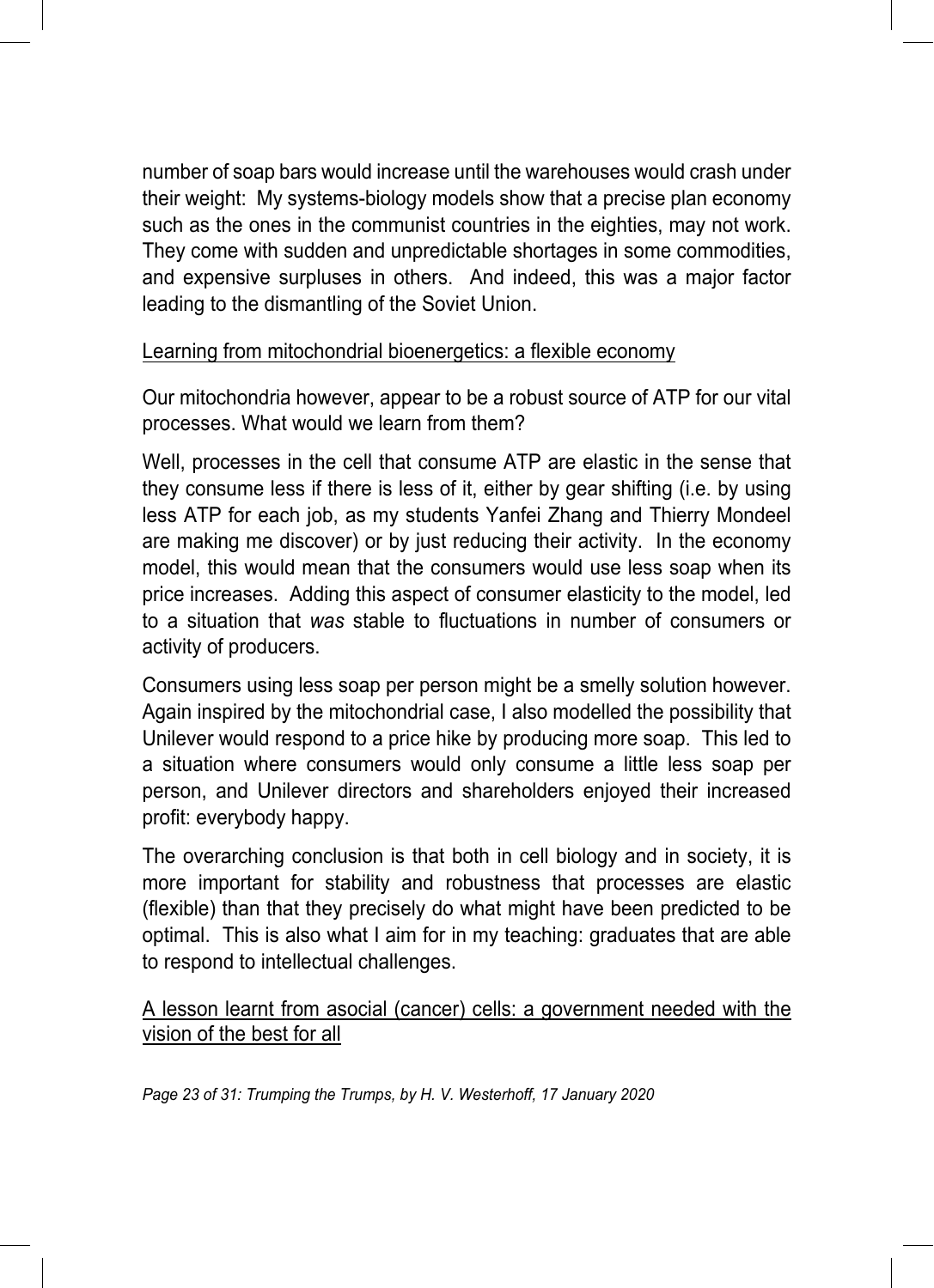number of soap bars would increase until the warehouses would crash under their weight: My systems-biology models show that a precise plan economy such as the ones in the communist countries in the eighties, may not work. They come with sudden and unpredictable shortages in some commodities, and expensive surpluses in others. And indeed, this was a major factor leading to the dismantling of the Soviet Union.

<u>Learning from mitochondrial bioenergetics: a flexible economy</u>

Our mitochondria however, appear to be a robust source of ATP for our vital processes. What would we learn from them?

Well, processes in the cell that consume ATP are elastic in the sense that they consume less if there is less of it, either by gear shifting (i.e. by using less ATP for each job, as my students Yanfei Zhang and Thierry Mondeel are making me discover) or by just reducing their activity. In the economy model, this would mean that the consumers would use less soap when its price increases. Adding this aspect of consumer elasticity to the model, led to a situation that *was* stable to fluctuations in number of consumers or activity of producers.

Consumers using less soap per person might be a smelly solution however. Again inspired by the mitochondrial case, I also modelled the possibility that Unilever would respond to a price hike by producing more soap. This led to a situation where consumers would only consume a little less soap per person, and Unilever directors and shareholders enjoyed their increased profit: everybody happy.

The overarching conclusion is that both in cell biology and in society, it is more important for stability and robustness that processes are elastic (flexible) than that they precisely do what might have been predicted to be optimal. This is also what I aim for in my teaching: graduates that are able to respond to intellectual challenges.

<u>A lesson learnt from asocial (cancer) cells: a government needed with the vision of the best for all</u>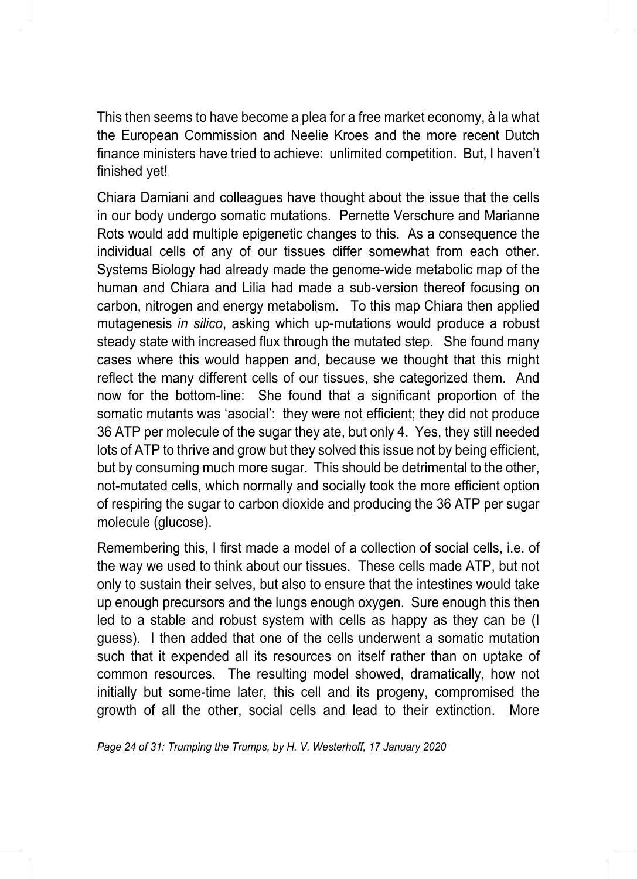This then seems to have become a plea for a free market economy, à la what the European Commission and Neelie Kroes and the more recent Dutch finance ministers have tried to achieve: unlimited competition. But, I haven't finished yet!

Chiara Damiani and colleagues have thought about the issue that the cells in our body undergo somatic mutations. Pernette Verschure and Marianne Rots would add multiple epigenetic changes to this. As a consequence the individual cells of any of our tissues differ somewhat from each other. Systems Biology had already made the genome-wide metabolic map of the human and Chiara and Lilia had made a sub-version thereof focusing on carbon, nitrogen and energy metabolism. To this map Chiara then applied mutagenesis *in silico*, asking which up-mutations would produce a robust steady state with increased flux through the mutated step. She found many cases where this would happen and, because we thought that this might reflect the many different cells of our tissues, she categorized them. And now for the bottom-line: She found that a significant proportion of the somatic mutants was 'asocial': they were not efficient; they did not produce 36 ATP per molecule of the sugar they ate, but only 4. Yes, they still needed lots of ATP to thrive and grow but they solved this issue not by being efficient, but by consuming much more sugar. This should be detrimental to the other, not-mutated cells, which normally and socially took the more efficient option of respiring the sugar to carbon dioxide and producing the 36 ATP per sugar molecule (glucose).

Remembering this, I first made a model of a collection of social cells, i.e. of the way we used to think about our tissues. These cells made ATP, but not only to sustain their selves, but also to ensure that the intestines would take up enough precursors and the lungs enough oxygen. Sure enough this then led to a stable and robust system with cells as happy as they can be (I guess). I then added that one of the cells underwent a somatic mutation such that it expended all its resources on itself rather than on uptake of common resources. The resulting model showed, dramatically, how not initially but some-time later, this cell and its progeny, compromised the growth of all the other, social cells and lead to their extinction. More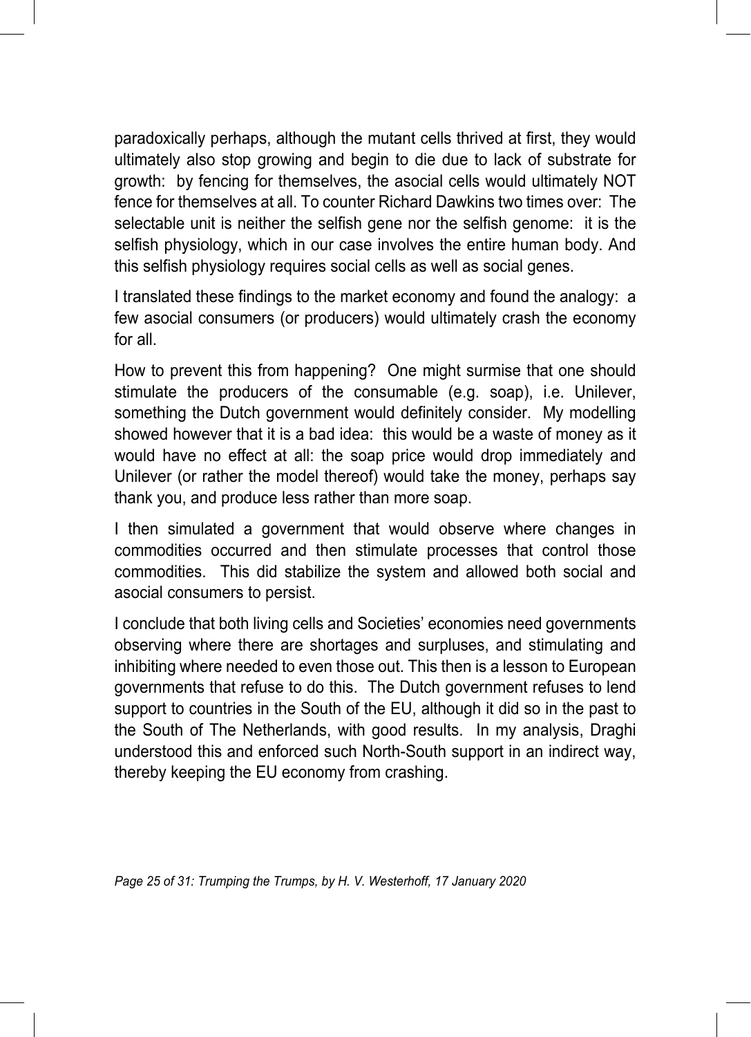paradoxically perhaps, although the mutant cells thrived at first, they would ultimately also stop growing and begin to die due to lack of substrate for growth: by fencing for themselves, the asocial cells would ultimately NOT fence for themselves at all. To counter Richard Dawkins two times over: The selectable unit is neither the selfish gene nor the selfish genome: it is the selfish physiology, which in our case involves the entire human body. And this selfish physiology requires social cells as well as social genes.

I translated these findings to the market economy and found the analogy: a few asocial consumers (or producers) would ultimately crash the economy for all.

How to prevent this from happening? One might surmise that one should stimulate the producers of the consumable (e.g. soap), i.e. Unilever, something the Dutch government would definitely consider. My modelling showed however that it is a bad idea: this would be a waste of money as it would have no effect at all: the soap price would drop immediately and Unilever (or rather the model thereof) would take the money, perhaps say thank you, and produce less rather than more soap.

I then simulated a government that would observe where changes in commodities occurred and then stimulate processes that control those commodities. This did stabilize the system and allowed both social and asocial consumers to persist.

I conclude that both living cells and Societies' economies need governments observing where there are shortages and surpluses, and stimulating and inhibiting where needed to even those out. This then is a lesson to European governments that refuse to do this. The Dutch government refuses to lend support to countries in the South of the EU, although it did so in the past to the South of The Netherlands, with good results. In my analysis, Draghi understood this and enforced such North-South support in an indirect way, thereby keeping the EU economy from crashing.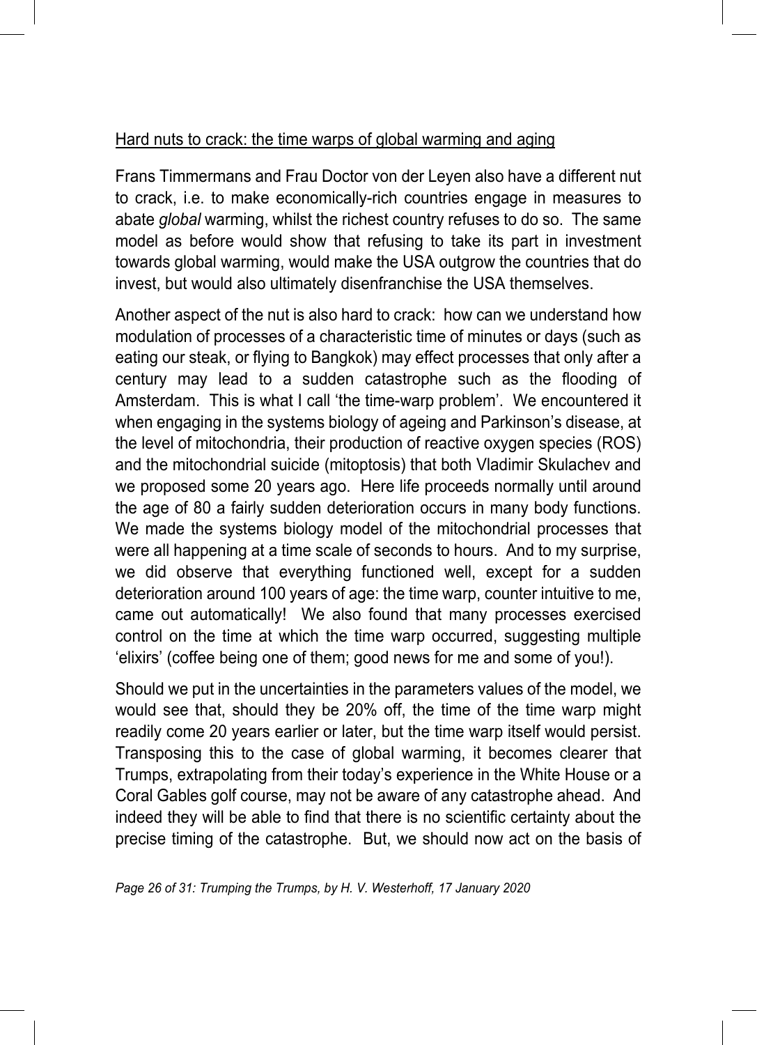Hard nuts to crack: the time warps of global warming and aging

Frans Timmermans and Frau Doctor von der Leyen also have a different nut to crack, i.e. to make economically-rich countries engage in measures to abate *global* warming, whilst the richest country refuses to do so. The same model as before would show that refusing to take its part in investment towards global warming, would make the USA outgrow the countries that do invest, but would also ultimately disenfranchise the USA themselves.

Another aspect of the nut is also hard to crack: how can we understand how modulation of processes of a characteristic time of minutes or days (such as eating our steak, or flying to Bangkok) may effect processes that only after a century may lead to a sudden catastrophe such as the flooding of Amsterdam. This is what I call 'the time-warp problem'. We encountered it when engaging in the systems biology of ageing and Parkinson's disease, at the level of mitochondria, their production of reactive oxygen species (ROS) and the mitochondrial suicide (mitoptosis) that both Vladimir Skulachev and we proposed some 20 years ago. Here life proceeds normally until around the age of 80 a fairly sudden deterioration occurs in many body functions. We made the systems biology model of the mitochondrial processes that were all happening at a time scale of seconds to hours. And to my surprise, we did observe that everything functioned well, except for a sudden deterioration around 100 years of age: the time warp, counter intuitive to me, came out automatically! We also found that many processes exercised control on the time at which the time warp occurred, suggesting multiple 'elixirs' (coffee being one of them; good news for me and some of you!).

Should we put in the uncertainties in the parameters values of the model, we would see that, should they be 20% off, the time of the time warp might readily come 20 years earlier or later, but the time warp itself would persist. Transposing this to the case of global warming, it becomes clearer that Trumps, extrapolating from their today's experience in the White House or a Coral Gables golf course, may not be aware of any catastrophe ahead. And indeed they will be able to find that there is no scientific certainty about the precise timing of the catastrophe. But, we should now act on the basis of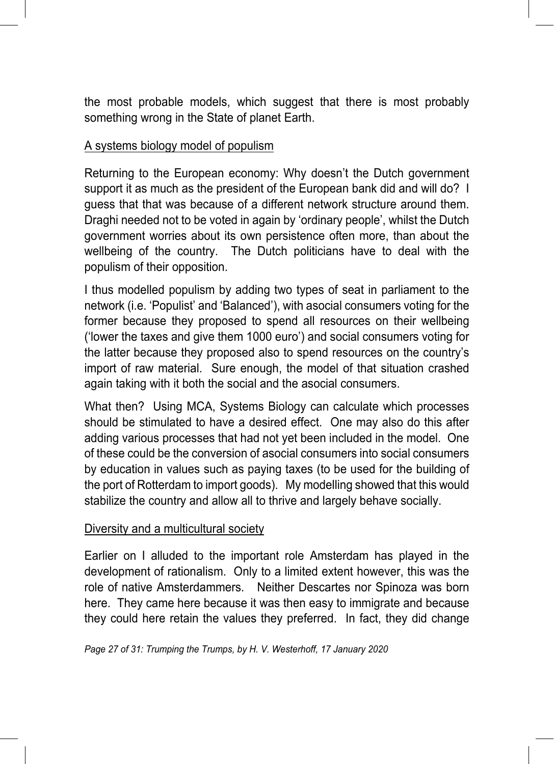the most probable models, which suggest that there is most probably something wrong in the State of planet Earth.

## A systems biology model of populism

Returning to the European economy: Why doesn't the Dutch government support it as much as the president of the European bank did and will do? I guess that that was because of a different network structure around them. Draghi needed not to be voted in again by 'ordinary people', whilst the Dutch government worries about its own persistence often more, than about the wellbeing of the country. The Dutch politicians have to deal with the populism of their opposition.

I thus modelled populism by adding two types of seat in parliament to the network (i.e. 'Populist' and 'Balanced'), with asocial consumers voting for the former because they proposed to spend all resources on their wellbeing ('lower the taxes and give them 1000 euro') and social consumers voting for the latter because they proposed also to spend resources on the country's import of raw material. Sure enough, the model of that situation crashed again taking with it both the social and the asocial consumers.

What then? Using MCA, Systems Biology can calculate which processes should be stimulated to have a desired effect. One may also do this after adding various processes that had not yet been included in the model. One of these could be the conversion of asocial consumers into social consumers by education in values such as paying taxes (to be used for the building of the port of Rotterdam to import goods). My modelling showed that this would stabilize the country and allow all to thrive and largely behave socially.

## Diversity and a multicultural society

Earlier on I alluded to the important role Amsterdam has played in the development of rationalism. Only to a limited extent however, this was the role of native Amsterdammers. Neither Descartes nor Spinoza was born here. They came here because it was then easy to immigrate and because they could here retain the values they preferred. In fact, they did change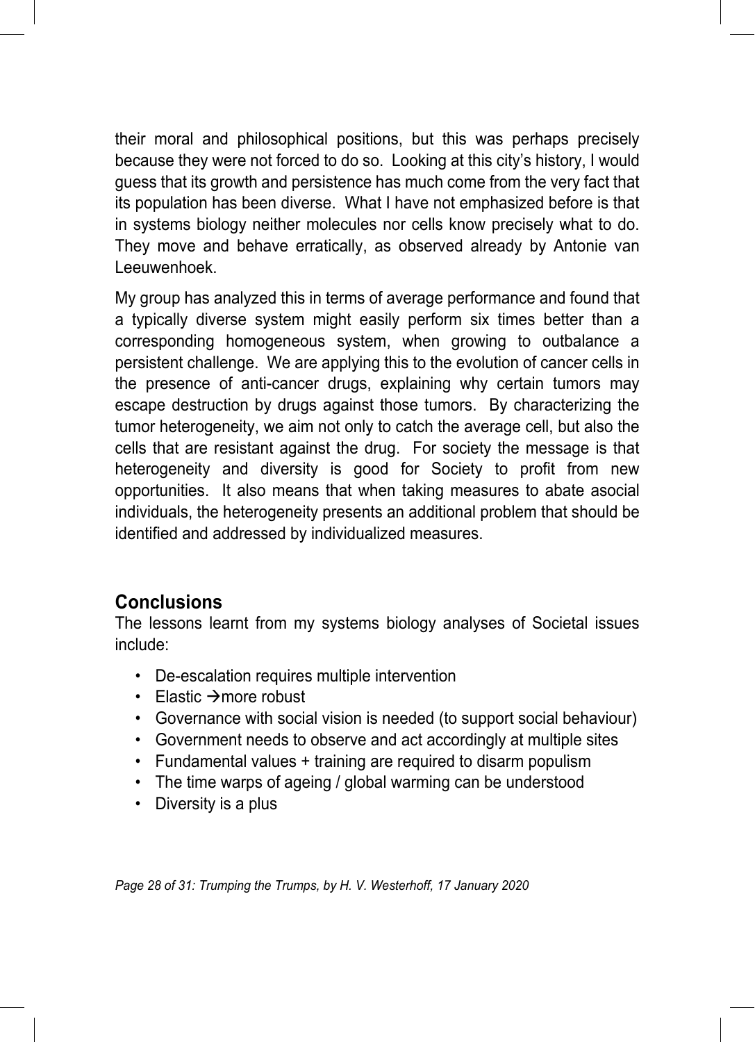their moral and philosophical positions, but this was perhaps precisely because they were not forced to do so. Looking at this city's history, I would guess that its growth and persistence has much come from the very fact that its population has been diverse. What I have not emphasized before is that in systems biology neither molecules nor cells know precisely what to do. They move and behave erratically, as observed already by Antonie van Leeuwenhoek.

My group has analyzed this in terms of average performance and found that a typically diverse system might easily perform six times better than a corresponding homogeneous system, when growing to outbalance a persistent challenge. We are applying this to the evolution of cancer cells in the presence of anti-cancer drugs, explaining why certain tumors may escape destruction by drugs against those tumors. By characterizing the tumor heterogeneity, we aim not only to catch the average cell, but also the cells that are resistant against the drug. For society the message is that heterogeneity and diversity is good for Society to profit from new opportunities. It also means that when taking measures to abate asocial individuals, the heterogeneity presents an additional problem that should be identified and addressed by individualized measures.

## Conclusions

The lessons learnt from my systems biology analyses of Societal issues include:

- De-escalation requires multiple intervention
- Elastic →more robust
- Governance with social vision is needed (to support social behaviour)
- Government needs to observe and act accordingly at multiple sites
- Fundamental values + training are required to disarm populism
- The time warps of ageing / global warming can be understood
- Diversity is a plus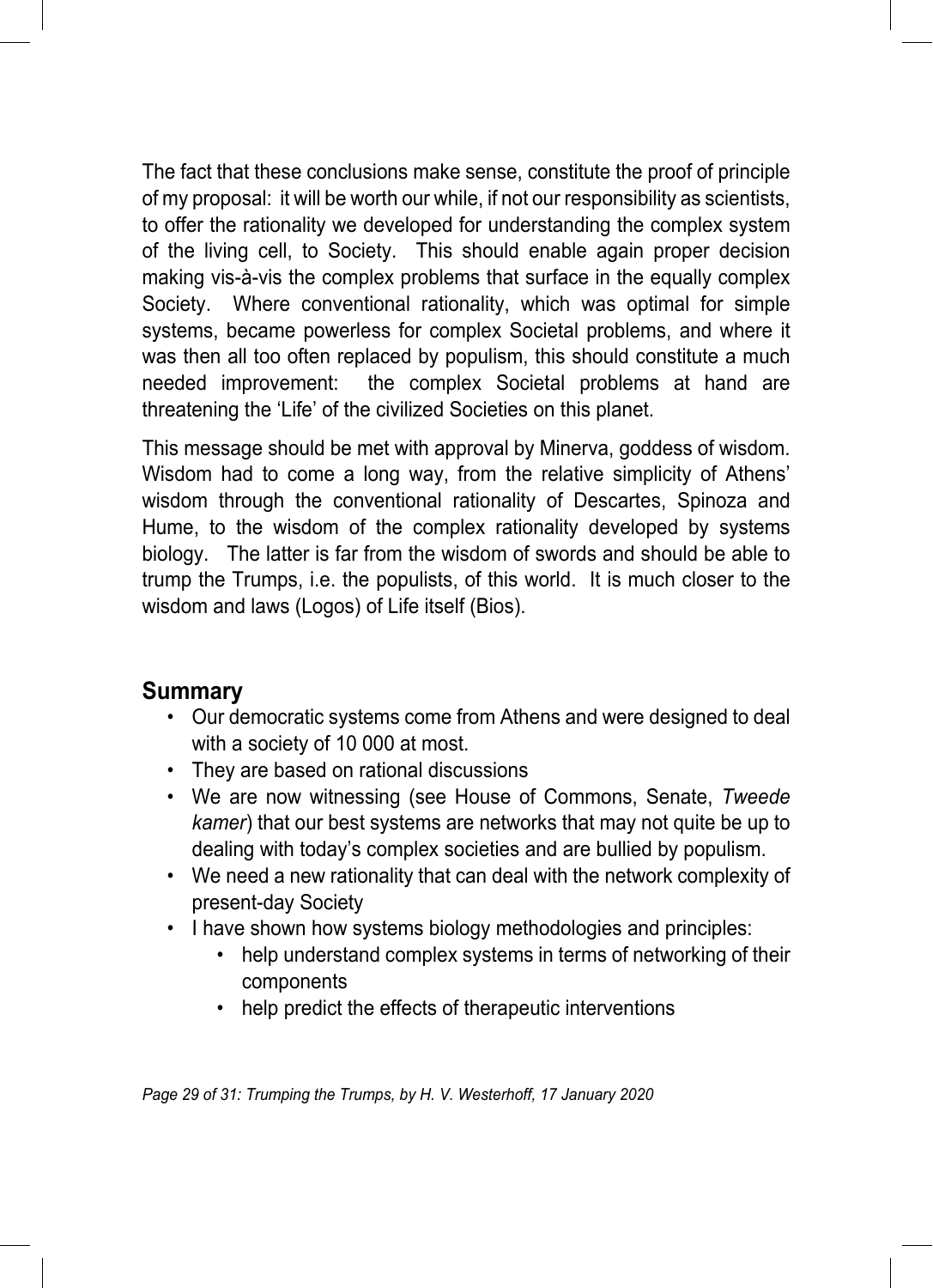The fact that these conclusions make sense, constitute the proof of principle of my proposal: it will be worth our while, if not our responsibility as scientists, to offer the rationality we developed for understanding the complex system of the living cell, to Society. This should enable again proper decision making vis-à-vis the complex problems that surface in the equally complex Society. Where conventional rationality, which was optimal for simple systems, became powerless for complex Societal problems, and where it was then all too often replaced by populism, this should constitute a much needed improvement: the complex Societal problems at hand are threatening the 'Life' of the civilized Societies on this planet.

This message should be met with approval by Minerva, goddess of wisdom. Wisdom had to come a long way, from the relative simplicity of Athens' wisdom through the conventional rationality of Descartes, Spinoza and Hume, to the wisdom of the complex rationality developed by systems biology. The latter is far from the wisdom of swords and should be able to trump the Trumps, i.e. the populists, of this world. It is much closer to the wisdom and laws (Logos) of Life itself (Bios).

## Summary

- Our democratic systems come from Athens and were designed to deal with a society of 10 000 at most.
- They are based on rational discussions
- We are now witnessing (see House of Commons, Senate, *Tweede kamer*) that our best systems are networks that may not quite be up to dealing with today's complex societies and are bullied by populism.
- We need a new rationality that can deal with the network complexity of present-day Society
- I have shown how systems biology methodologies and principles:
  - help understand complex systems in terms of networking of their components
  - help predict the effects of therapeutic interventions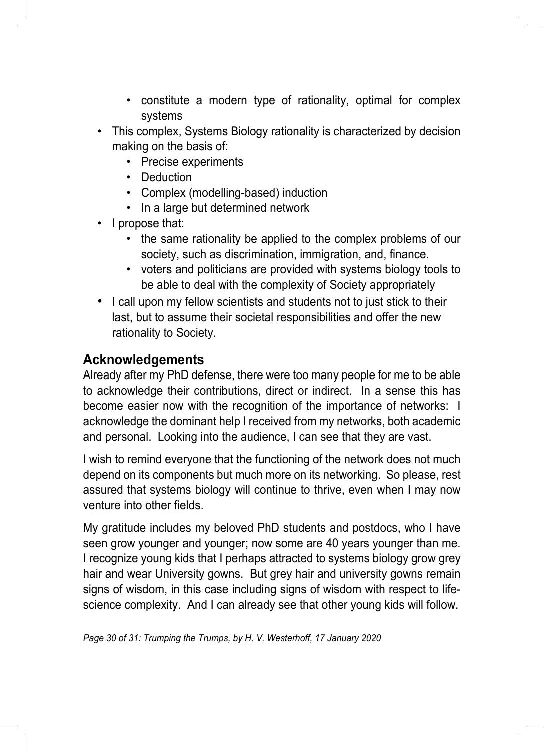- constitute a modern type of rationality, optimal for complex systems
- This complex, Systems Biology rationality is characterized by decision making on the basis of:
    - Precise experiments
    - Deduction
    - Complex (modelling-based) induction
    - In a large but determined network
- I propose that:
    - the same rationality be applied to the complex problems of our society, such as discrimination, immigration, and, finance.
    - voters and politicians are provided with systems biology tools to be able to deal with the complexity of Society appropriately
- I call upon my fellow scientists and students not to just stick to their last, but to assume their societal responsibilities and offer the new rationality to Society.

## Acknowledgements

Already after my PhD defense, there were too many people for me to be able to acknowledge their contributions, direct or indirect. In a sense this has become easier now with the recognition of the importance of networks: I acknowledge the dominant help I received from my networks, both academic and personal. Looking into the audience, I can see that they are vast.

I wish to remind everyone that the functioning of the network does not much depend on its components but much more on its networking. So please, rest assured that systems biology will continue to thrive, even when I may now venture into other fields.

My gratitude includes my beloved PhD students and postdocs, who I have seen grow younger and younger; now some are 40 years younger than me. I recognize young kids that I perhaps attracted to systems biology grow grey hair and wear University gowns. But grey hair and university gowns remain signs of wisdom, in this case including signs of wisdom with respect to life-science complexity. And I can already see that other young kids will follow.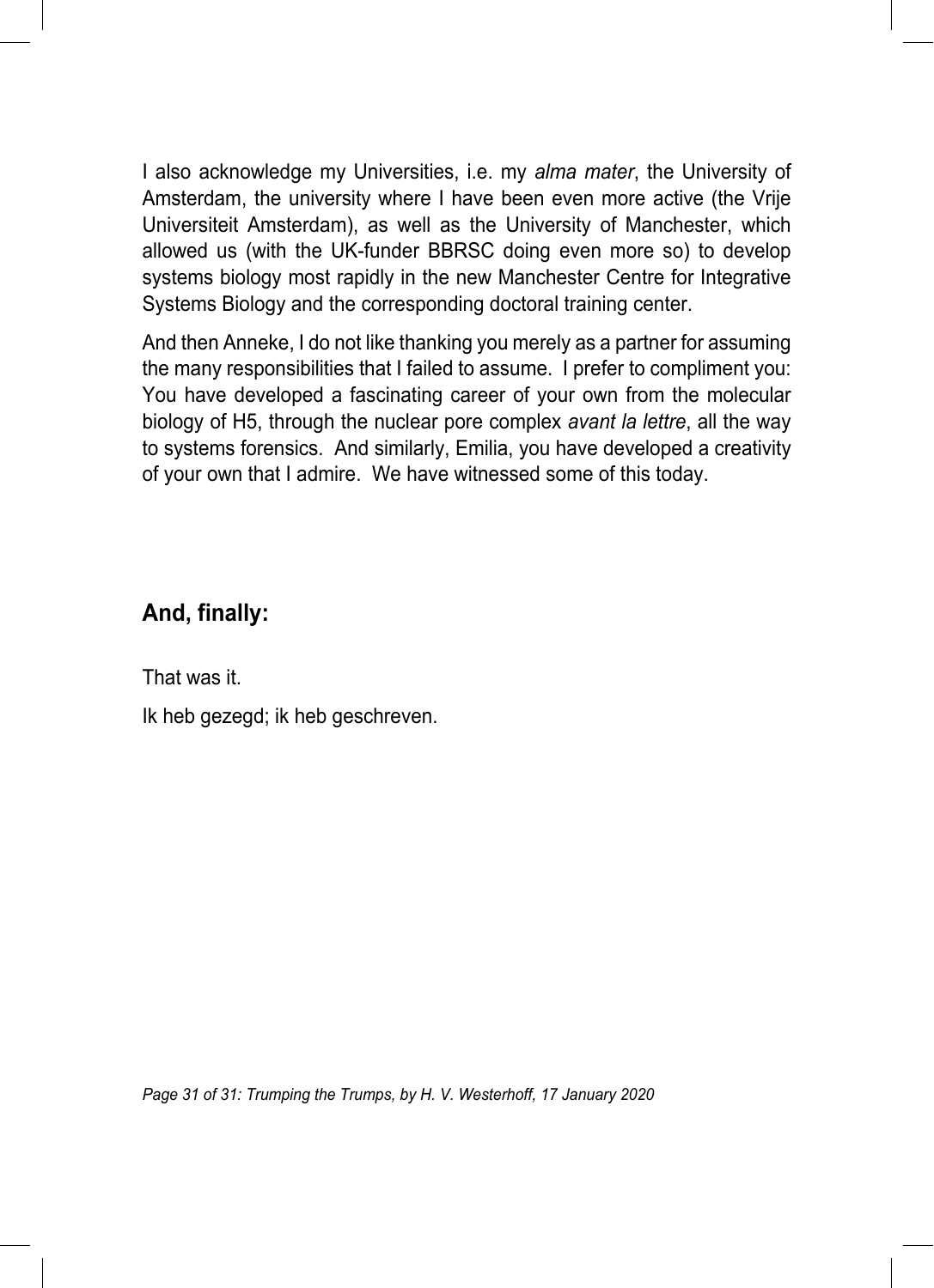I also acknowledge my Universities, i.e. my *alma mater*, the University of Amsterdam, the university where I have been even more active (the Vrije Universiteit Amsterdam), as well as the University of Manchester, which allowed us (with the UK-funder BBRSC doing even more so) to develop systems biology most rapidly in the new Manchester Centre for Integrative Systems Biology and the corresponding doctoral training center.

And then Anneke, I do not like thanking you merely as a partner for assuming the many responsibilities that I failed to assume. I prefer to compliment you: You have developed a fascinating career of your own from the molecular biology of H5, through the nuclear pore complex *avant la lettre*, all the way to systems forensics. And similarly, Emilia, you have developed a creativity of your own that I admire. We have witnessed some of this today.

## **And, finally:**

That was it.

Ik heb gezegd; ik heb geschreven.